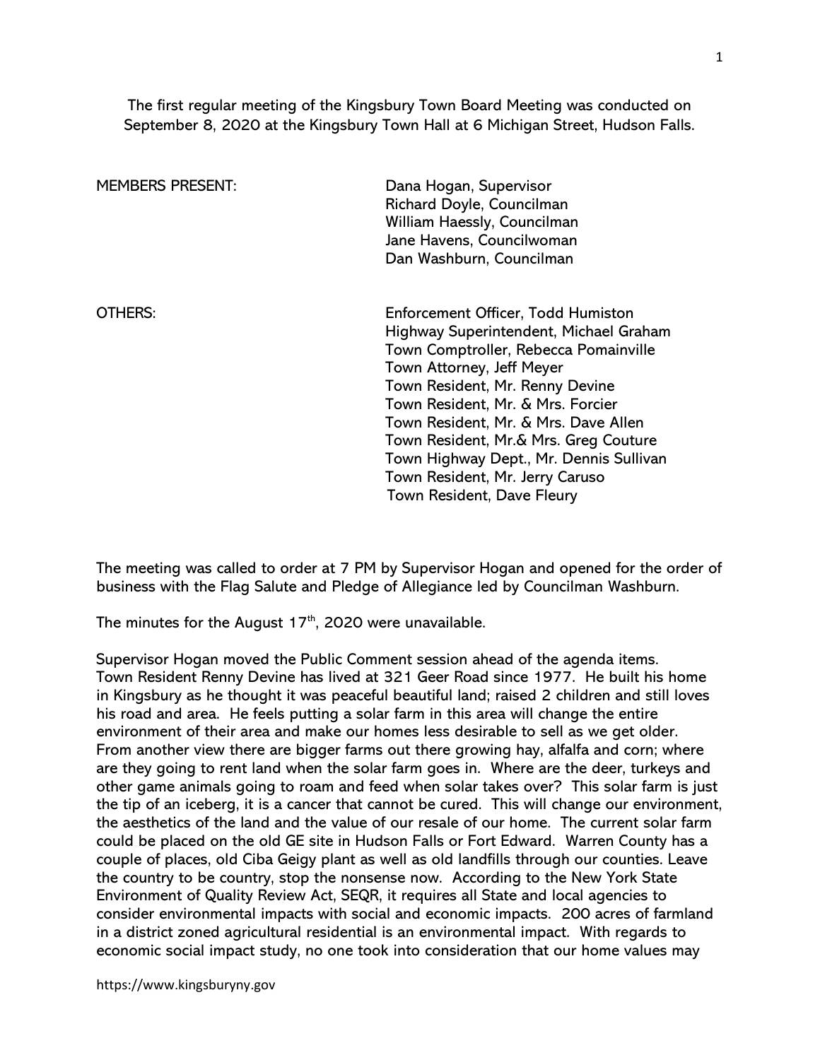The first regular meeting of the Kingsbury Town Board Meeting was conducted on September 8, 2020 at the Kingsbury Town Hall at 6 Michigan Street, Hudson Falls.

MEMBERS PRESENT:

Dana Hogan, Supervisor
Richard Doyle, Councilman
William Haessly, Councilman
Jane Havens, Councilwoman
Dan Washburn, Councilman

OTHERS:

Enforcement Officer, Todd Humiston
Highway Superintendent, Michael Graham
Town Comptroller, Rebecca Pomainville
Town Attorney, Jeff Meyer
Town Resident, Mr. Renny Devine
Town Resident, Mr. & Mrs. Forcier
Town Resident, Mr. & Mrs. Dave Allen
Town Resident, Mr.& Mrs. Greg Couture
Town Highway Dept., Mr. Dennis Sullivan
Town Resident, Mr. Jerry Caruso
Town Resident, Dave Fleury

The meeting was called to order at 7 PM by Supervisor Hogan and opened for the order of business with the Flag Salute and Pledge of Allegiance led by Councilman Washburn.

The minutes for the August 17th, 2020 were unavailable.

Supervisor Hogan moved the Public Comment session ahead of the agenda items.
Town Resident Renny Devine has lived at 321 Geer Road since 1977. He built his home in Kingsbury as he thought it was peaceful beautiful land; raised 2 children and still loves his road and area. He feels putting a solar farm in this area will change the entire environment of their area and make our homes less desirable to sell as we get older. From another view there are bigger farms out there growing hay, alfalfa and corn; where are they going to rent land when the solar farm goes in. Where are the deer, turkeys and other game animals going to roam and feed when solar takes over? This solar farm is just the tip of an iceberg, it is a cancer that cannot be cured. This will change our environment, the aesthetics of the land and the value of our resale of our home. The current solar farm could be placed on the old GE site in Hudson Falls or Fort Edward. Warren County has a couple of places, old Ciba Geigy plant as well as old landfills through our counties. Leave the country to be country, stop the nonsense now. According to the New York State Environment of Quality Review Act, SEQR, it requires all State and local agencies to consider environmental impacts with social and economic impacts. 200 acres of farmland in a district zoned agricultural residential is an environmental impact. With regards to economic social impact study, no one took into consideration that our home values may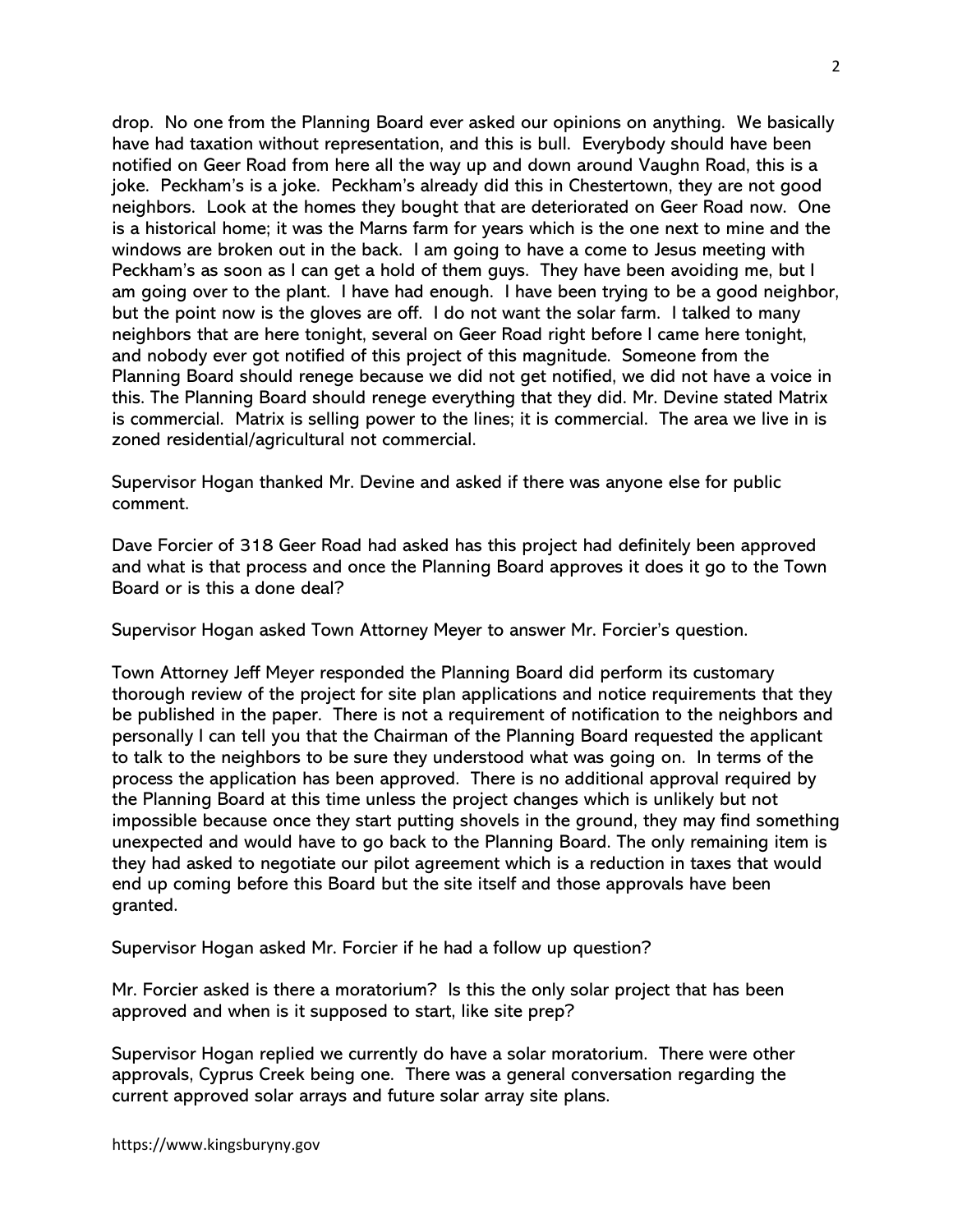drop. No one from the Planning Board ever asked our opinions on anything. We basically have had taxation without representation, and this is bull. Everybody should have been notified on Geer Road from here all the way up and down around Vaughn Road, this is a joke. Peckham's is a joke. Peckham's already did this in Chestertown, they are not good neighbors. Look at the homes they bought that are deteriorated on Geer Road now. One is a historical home; it was the Marns farm for years which is the one next to mine and the windows are broken out in the back. I am going to have a come to Jesus meeting with Peckham's as soon as I can get a hold of them guys. They have been avoiding me, but I am going over to the plant. I have had enough. I have been trying to be a good neighbor, but the point now is the gloves are off. I do not want the solar farm. I talked to many neighbors that are here tonight, several on Geer Road right before I came here tonight, and nobody ever got notified of this project of this magnitude. Someone from the Planning Board should renege because we did not get notified, we did not have a voice in this. The Planning Board should renege everything that they did. Mr. Devine stated Matrix is commercial. Matrix is selling power to the lines; it is commercial. The area we live in is zoned residential/agricultural not commercial.

Supervisor Hogan thanked Mr. Devine and asked if there was anyone else for public comment.

Dave Forcier of 318 Geer Road had asked has this project had definitely been approved and what is that process and once the Planning Board approves it does it go to the Town Board or is this a done deal?

Supervisor Hogan asked Town Attorney Meyer to answer Mr. Forcier's question.

Town Attorney Jeff Meyer responded the Planning Board did perform its customary thorough review of the project for site plan applications and notice requirements that they be published in the paper. There is not a requirement of notification to the neighbors and personally I can tell you that the Chairman of the Planning Board requested the applicant to talk to the neighbors to be sure they understood what was going on. In terms of the process the application has been approved. There is no additional approval required by the Planning Board at this time unless the project changes which is unlikely but not impossible because once they start putting shovels in the ground, they may find something unexpected and would have to go back to the Planning Board. The only remaining item is they had asked to negotiate our pilot agreement which is a reduction in taxes that would end up coming before this Board but the site itself and those approvals have been granted.

Supervisor Hogan asked Mr. Forcier if he had a follow up question?

Mr. Forcier asked is there a moratorium? Is this the only solar project that has been approved and when is it supposed to start, like site prep?

Supervisor Hogan replied we currently do have a solar moratorium. There were other approvals, Cyprus Creek being one. There was a general conversation regarding the current approved solar arrays and future solar array site plans.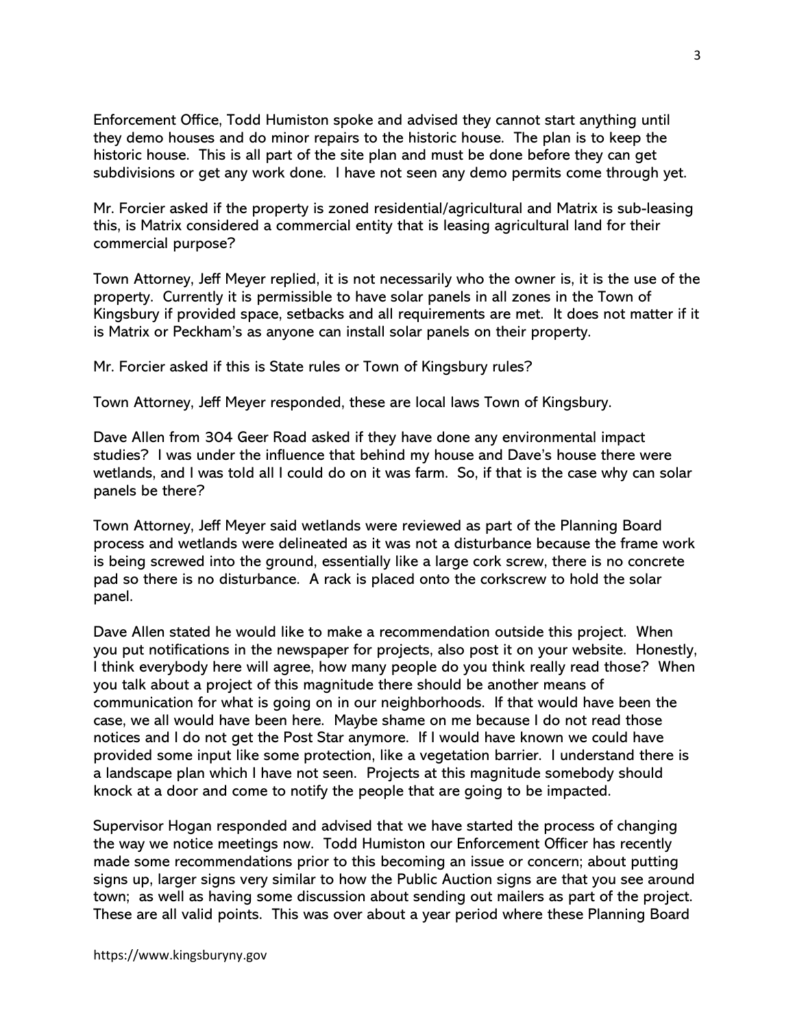Enforcement Office, Todd Humiston spoke and advised they cannot start anything until they demo houses and do minor repairs to the historic house. The plan is to keep the historic house. This is all part of the site plan and must be done before they can get subdivisions or get any work done. I have not seen any demo permits come through yet.

Mr. Forcier asked if the property is zoned residential/agricultural and Matrix is sub-leasing this, is Matrix considered a commercial entity that is leasing agricultural land for their commercial purpose?

Town Attorney, Jeff Meyer replied, it is not necessarily who the owner is, it is the use of the property. Currently it is permissible to have solar panels in all zones in the Town of Kingsbury if provided space, setbacks and all requirements are met. It does not matter if it is Matrix or Peckham's as anyone can install solar panels on their property.

Mr. Forcier asked if this is State rules or Town of Kingsbury rules?

Town Attorney, Jeff Meyer responded, these are local laws Town of Kingsbury.

Dave Allen from 304 Geer Road asked if they have done any environmental impact studies? I was under the influence that behind my house and Dave's house there were wetlands, and I was told all I could do on it was farm. So, if that is the case why can solar panels be there?

Town Attorney, Jeff Meyer said wetlands were reviewed as part of the Planning Board process and wetlands were delineated as it was not a disturbance because the frame work is being screwed into the ground, essentially like a large cork screw, there is no concrete pad so there is no disturbance. A rack is placed onto the corkscrew to hold the solar panel.

Dave Allen stated he would like to make a recommendation outside this project. When you put notifications in the newspaper for projects, also post it on your website. Honestly, I think everybody here will agree, how many people do you think really read those? When you talk about a project of this magnitude there should be another means of communication for what is going on in our neighborhoods. If that would have been the case, we all would have been here. Maybe shame on me because I do not read those notices and I do not get the Post Star anymore. If I would have known we could have provided some input like some protection, like a vegetation barrier. I understand there is a landscape plan which I have not seen. Projects at this magnitude somebody should knock at a door and come to notify the people that are going to be impacted.

Supervisor Hogan responded and advised that we have started the process of changing the way we notice meetings now. Todd Humiston our Enforcement Officer has recently made some recommendations prior to this becoming an issue or concern; about putting signs up, larger signs very similar to how the Public Auction signs are that you see around town; as well as having some discussion about sending out mailers as part of the project. These are all valid points. This was over about a year period where these Planning Board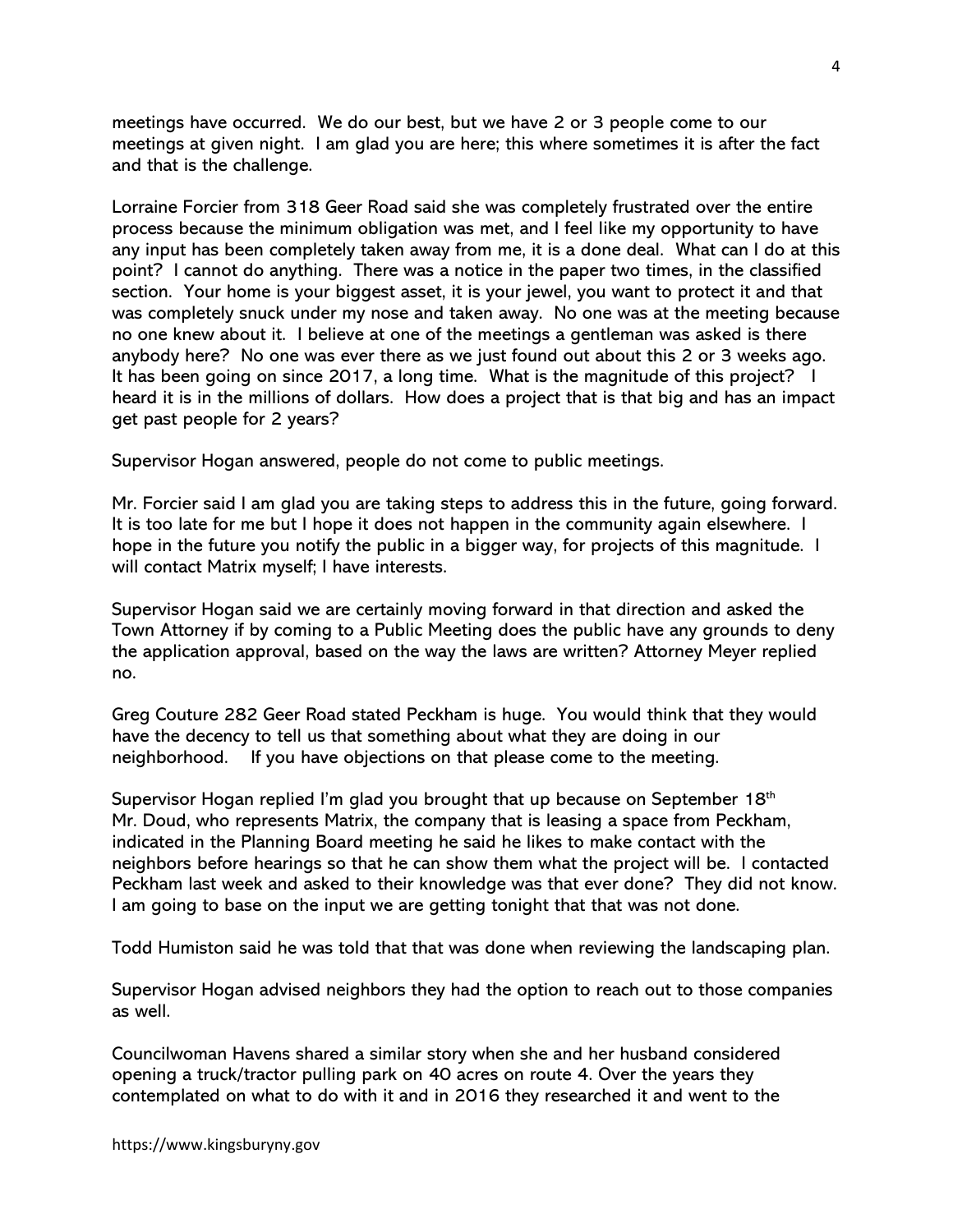meetings have occurred. We do our best, but we have 2 or 3 people come to our meetings at given night. I am glad you are here; this where sometimes it is after the fact and that is the challenge.

Lorraine Forcier from 318 Geer Road said she was completely frustrated over the entire process because the minimum obligation was met, and I feel like my opportunity to have any input has been completely taken away from me, it is a done deal. What can I do at this point? I cannot do anything. There was a notice in the paper two times, in the classified section. Your home is your biggest asset, it is your jewel, you want to protect it and that was completely snuck under my nose and taken away. No one was at the meeting because no one knew about it. I believe at one of the meetings a gentleman was asked is there anybody here? No one was ever there as we just found out about this 2 or 3 weeks ago. It has been going on since 2017, a long time. What is the magnitude of this project? I heard it is in the millions of dollars. How does a project that is that big and has an impact get past people for 2 years?

Supervisor Hogan answered, people do not come to public meetings.

Mr. Forcier said I am glad you are taking steps to address this in the future, going forward. It is too late for me but I hope it does not happen in the community again elsewhere. I hope in the future you notify the public in a bigger way, for projects of this magnitude. I will contact Matrix myself; I have interests.

Supervisor Hogan said we are certainly moving forward in that direction and asked the Town Attorney if by coming to a Public Meeting does the public have any grounds to deny the application approval, based on the way the laws are written? Attorney Meyer replied no.

Greg Couture 282 Geer Road stated Peckham is huge. You would think that they would have the decency to tell us that something about what they are doing in our neighborhood. If you have objections on that please come to the meeting.

Supervisor Hogan replied I'm glad you brought that up because on September 18th Mr. Doud, who represents Matrix, the company that is leasing a space from Peckham, indicated in the Planning Board meeting he said he likes to make contact with the neighbors before hearings so that he can show them what the project will be. I contacted Peckham last week and asked to their knowledge was that ever done? They did not know. I am going to base on the input we are getting tonight that that was not done.

Todd Humiston said he was told that that was done when reviewing the landscaping plan.

Supervisor Hogan advised neighbors they had the option to reach out to those companies as well.

Councilwoman Havens shared a similar story when she and her husband considered opening a truck/tractor pulling park on 40 acres on route 4. Over the years they contemplated on what to do with it and in 2016 they researched it and went to the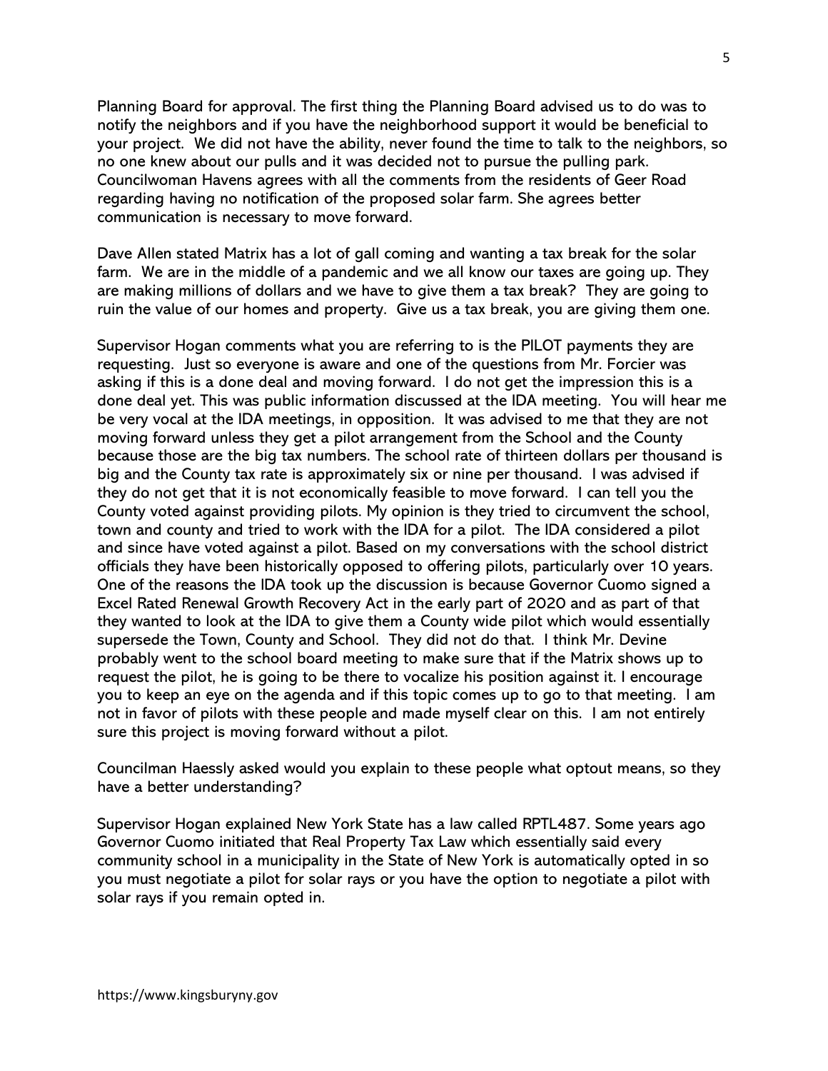Planning Board for approval. The first thing the Planning Board advised us to do was to notify the neighbors and if you have the neighborhood support it would be beneficial to your project. We did not have the ability, never found the time to talk to the neighbors, so no one knew about our pulls and it was decided not to pursue the pulling park. Councilwoman Havens agrees with all the comments from the residents of Geer Road regarding having no notification of the proposed solar farm. She agrees better communication is necessary to move forward.

Dave Allen stated Matrix has a lot of gall coming and wanting a tax break for the solar farm. We are in the middle of a pandemic and we all know our taxes are going up. They are making millions of dollars and we have to give them a tax break? They are going to ruin the value of our homes and property. Give us a tax break, you are giving them one.

Supervisor Hogan comments what you are referring to is the PILOT payments they are requesting. Just so everyone is aware and one of the questions from Mr. Forcier was asking if this is a done deal and moving forward. I do not get the impression this is a done deal yet. This was public information discussed at the IDA meeting. You will hear me be very vocal at the IDA meetings, in opposition. It was advised to me that they are not moving forward unless they get a pilot arrangement from the School and the County because those are the big tax numbers. The school rate of thirteen dollars per thousand is big and the County tax rate is approximately six or nine per thousand. I was advised if they do not get that it is not economically feasible to move forward. I can tell you the County voted against providing pilots. My opinion is they tried to circumvent the school, town and county and tried to work with the IDA for a pilot. The IDA considered a pilot and since have voted against a pilot. Based on my conversations with the school district officials they have been historically opposed to offering pilots, particularly over 10 years. One of the reasons the IDA took up the discussion is because Governor Cuomo signed a Excel Rated Renewal Growth Recovery Act in the early part of 2020 and as part of that they wanted to look at the IDA to give them a County wide pilot which would essentially supersede the Town, County and School. They did not do that. I think Mr. Devine probably went to the school board meeting to make sure that if the Matrix shows up to request the pilot, he is going to be there to vocalize his position against it. I encourage you to keep an eye on the agenda and if this topic comes up to go to that meeting. I am not in favor of pilots with these people and made myself clear on this. I am not entirely sure this project is moving forward without a pilot.

Councilman Haessly asked would you explain to these people what optout means, so they have a better understanding?

Supervisor Hogan explained New York State has a law called RPTL487. Some years ago Governor Cuomo initiated that Real Property Tax Law which essentially said every community school in a municipality in the State of New York is automatically opted in so you must negotiate a pilot for solar rays or you have the option to negotiate a pilot with solar rays if you remain opted in.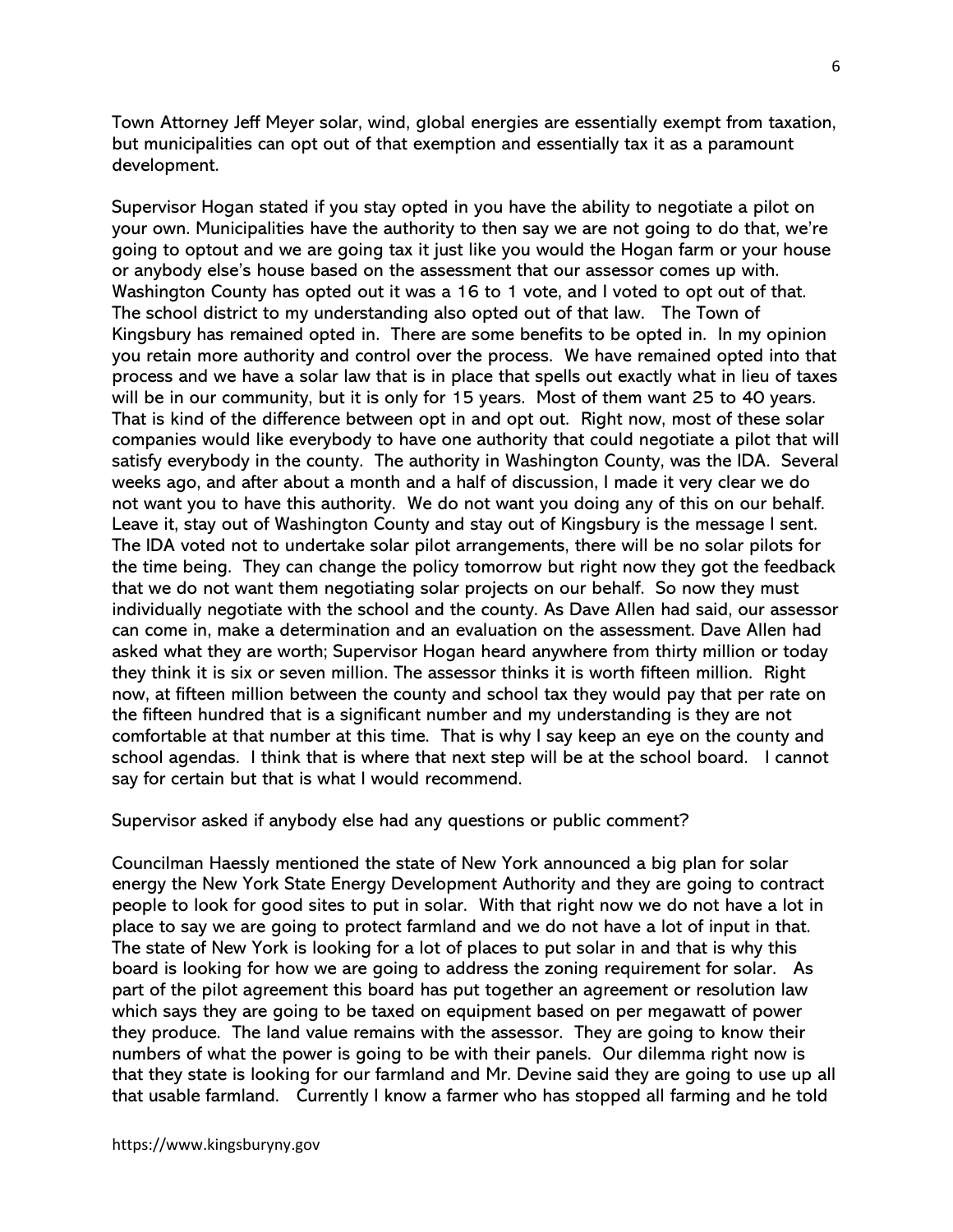Town Attorney Jeff Meyer solar, wind, global energies are essentially exempt from taxation, but municipalities can opt out of that exemption and essentially tax it as a paramount development.

Supervisor Hogan stated if you stay opted in you have the ability to negotiate a pilot on your own. Municipalities have the authority to then say we are not going to do that, we're going to optout and we are going tax it just like you would the Hogan farm or your house or anybody else's house based on the assessment that our assessor comes up with. Washington County has opted out it was a 16 to 1 vote, and I voted to opt out of that. The school district to my understanding also opted out of that law. The Town of Kingsbury has remained opted in. There are some benefits to be opted in. In my opinion you retain more authority and control over the process. We have remained opted into that process and we have a solar law that is in place that spells out exactly what in lieu of taxes will be in our community, but it is only for 15 years. Most of them want 25 to 40 years. That is kind of the difference between opt in and opt out. Right now, most of these solar companies would like everybody to have one authority that could negotiate a pilot that will satisfy everybody in the county. The authority in Washington County, was the IDA. Several weeks ago, and after about a month and a half of discussion, I made it very clear we do not want you to have this authority. We do not want you doing any of this on our behalf. Leave it, stay out of Washington County and stay out of Kingsbury is the message I sent. The IDA voted not to undertake solar pilot arrangements, there will be no solar pilots for the time being. They can change the policy tomorrow but right now they got the feedback that we do not want them negotiating solar projects on our behalf. So now they must individually negotiate with the school and the county. As Dave Allen had said, our assessor can come in, make a determination and an evaluation on the assessment. Dave Allen had asked what they are worth; Supervisor Hogan heard anywhere from thirty million or today they think it is six or seven million. The assessor thinks it is worth fifteen million. Right now, at fifteen million between the county and school tax they would pay that per rate on the fifteen hundred that is a significant number and my understanding is they are not comfortable at that number at this time. That is why I say keep an eye on the county and school agendas. I think that is where that next step will be at the school board. I cannot say for certain but that is what I would recommend.

Supervisor asked if anybody else had any questions or public comment?

Councilman Haessly mentioned the state of New York announced a big plan for solar energy the New York State Energy Development Authority and they are going to contract people to look for good sites to put in solar. With that right now we do not have a lot in place to say we are going to protect farmland and we do not have a lot of input in that. The state of New York is looking for a lot of places to put solar in and that is why this board is looking for how we are going to address the zoning requirement for solar. As part of the pilot agreement this board has put together an agreement or resolution law which says they are going to be taxed on equipment based on per megawatt of power they produce. The land value remains with the assessor. They are going to know their numbers of what the power is going to be with their panels. Our dilemma right now is that they state is looking for our farmland and Mr. Devine said they are going to use up all that usable farmland. Currently I know a farmer who has stopped all farming and he told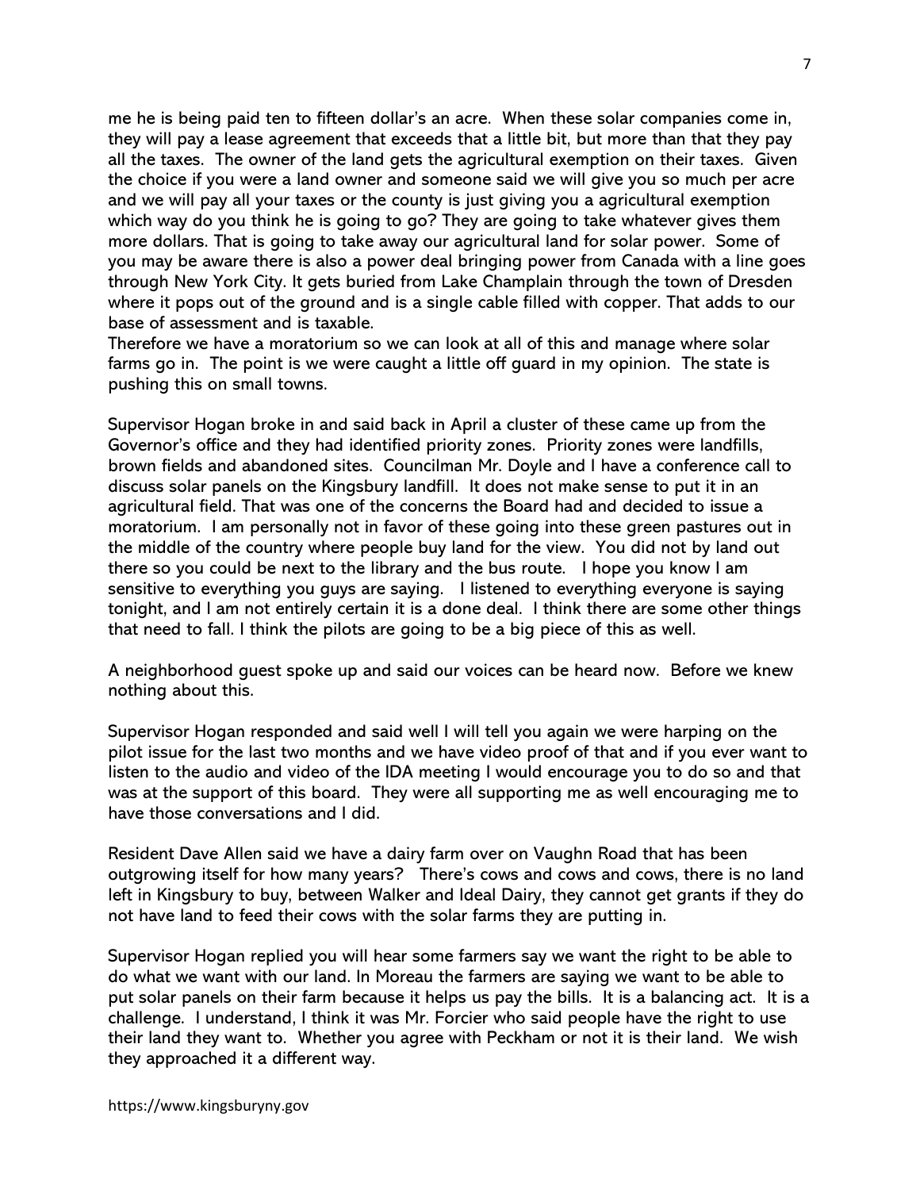me he is being paid ten to fifteen dollar's an acre. When these solar companies come in, they will pay a lease agreement that exceeds that a little bit, but more than that they pay all the taxes. The owner of the land gets the agricultural exemption on their taxes. Given the choice if you were a land owner and someone said we will give you so much per acre and we will pay all your taxes or the county is just giving you a agricultural exemption which way do you think he is going to go? They are going to take whatever gives them more dollars. That is going to take away our agricultural land for solar power. Some of you may be aware there is also a power deal bringing power from Canada with a line goes through New York City. It gets buried from Lake Champlain through the town of Dresden where it pops out of the ground and is a single cable filled with copper. That adds to our base of assessment and is taxable.
Therefore we have a moratorium so we can look at all of this and manage where solar farms go in. The point is we were caught a little off guard in my opinion. The state is pushing this on small towns.

Supervisor Hogan broke in and said back in April a cluster of these came up from the Governor's office and they had identified priority zones. Priority zones were landfills, brown fields and abandoned sites. Councilman Mr. Doyle and I have a conference call to discuss solar panels on the Kingsbury landfill. It does not make sense to put it in an agricultural field. That was one of the concerns the Board had and decided to issue a moratorium. I am personally not in favor of these going into these green pastures out in the middle of the country where people buy land for the view. You did not by land out there so you could be next to the library and the bus route. I hope you know I am sensitive to everything you guys are saying. I listened to everything everyone is saying tonight, and I am not entirely certain it is a done deal. I think there are some other things that need to fall. I think the pilots are going to be a big piece of this as well.

A neighborhood guest spoke up and said our voices can be heard now. Before we knew nothing about this.

Supervisor Hogan responded and said well I will tell you again we were harping on the pilot issue for the last two months and we have video proof of that and if you ever want to listen to the audio and video of the IDA meeting I would encourage you to do so and that was at the support of this board. They were all supporting me as well encouraging me to have those conversations and I did.

Resident Dave Allen said we have a dairy farm over on Vaughn Road that has been outgrowing itself for how many years? There's cows and cows and cows, there is no land left in Kingsbury to buy, between Walker and Ideal Dairy, they cannot get grants if they do not have land to feed their cows with the solar farms they are putting in.

Supervisor Hogan replied you will hear some farmers say we want the right to be able to do what we want with our land. In Moreau the farmers are saying we want to be able to put solar panels on their farm because it helps us pay the bills. It is a balancing act. It is a challenge. I understand, I think it was Mr. Forcier who said people have the right to use their land they want to. Whether you agree with Peckham or not it is their land. We wish they approached it a different way.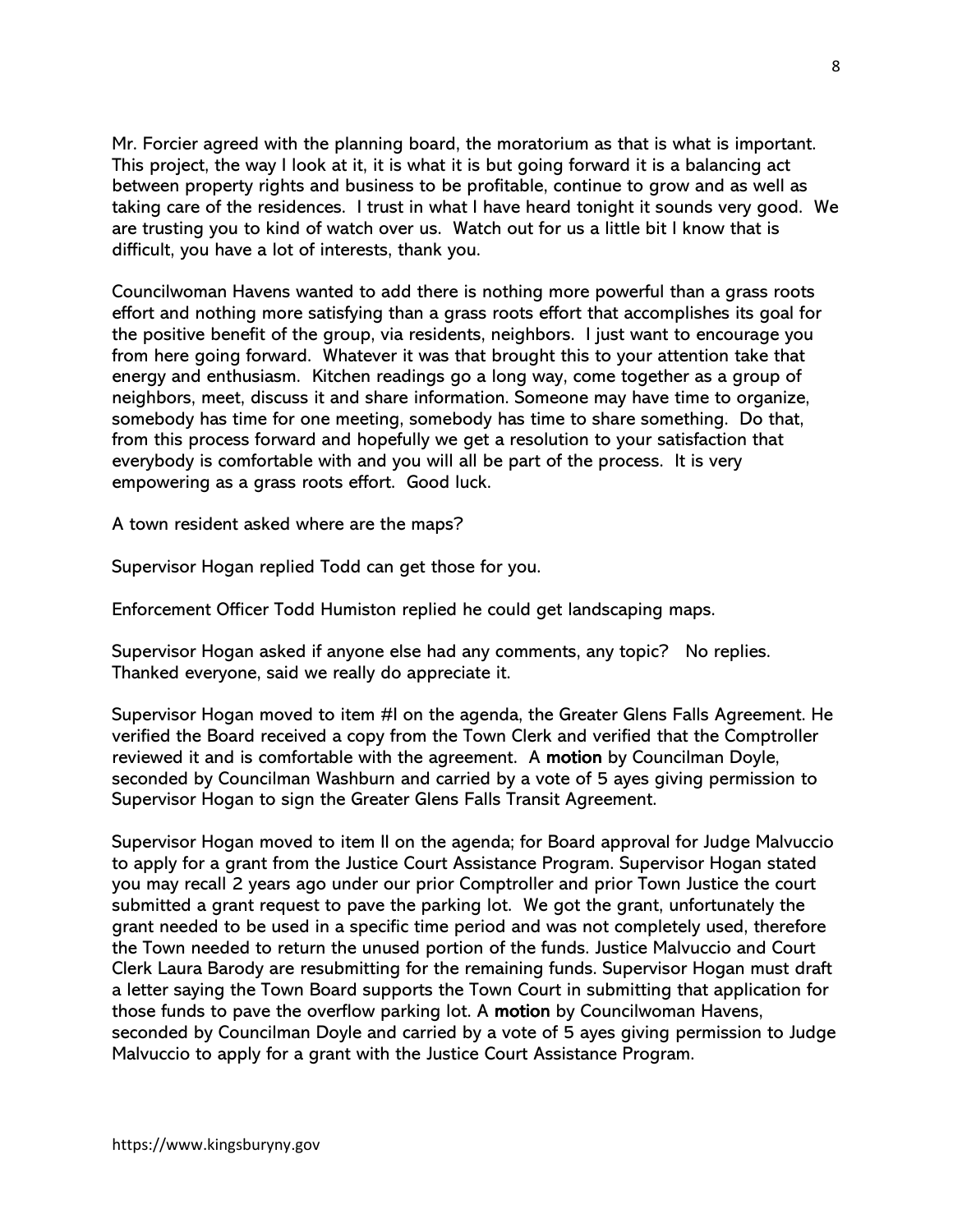Mr. Forcier agreed with the planning board, the moratorium as that is what is important. This project, the way I look at it, it is what it is but going forward it is a balancing act between property rights and business to be profitable, continue to grow and as well as taking care of the residences. I trust in what I have heard tonight it sounds very good. We are trusting you to kind of watch over us. Watch out for us a little bit I know that is difficult, you have a lot of interests, thank you.

Councilwoman Havens wanted to add there is nothing more powerful than a grass roots effort and nothing more satisfying than a grass roots effort that accomplishes its goal for the positive benefit of the group, via residents, neighbors. I just want to encourage you from here going forward. Whatever it was that brought this to your attention take that energy and enthusiasm. Kitchen readings go a long way, come together as a group of neighbors, meet, discuss it and share information. Someone may have time to organize, somebody has time for one meeting, somebody has time to share something. Do that, from this process forward and hopefully we get a resolution to your satisfaction that everybody is comfortable with and you will all be part of the process. It is very empowering as a grass roots effort. Good luck.

A town resident asked where are the maps?

Supervisor Hogan replied Todd can get those for you.

Enforcement Officer Todd Humiston replied he could get landscaping maps.

Supervisor Hogan asked if anyone else had any comments, any topic? No replies. Thanked everyone, said we really do appreciate it.

Supervisor Hogan moved to item #I on the agenda, the Greater Glens Falls Agreement. He verified the Board received a copy from the Town Clerk and verified that the Comptroller reviewed it and is comfortable with the agreement. A **motion** by Councilman Doyle, seconded by Councilman Washburn and carried by a vote of 5 ayes giving permission to Supervisor Hogan to sign the Greater Glens Falls Transit Agreement.

Supervisor Hogan moved to item II on the agenda; for Board approval for Judge Malvuccio to apply for a grant from the Justice Court Assistance Program. Supervisor Hogan stated you may recall 2 years ago under our prior Comptroller and prior Town Justice the court submitted a grant request to pave the parking lot. We got the grant, unfortunately the grant needed to be used in a specific time period and was not completely used, therefore the Town needed to return the unused portion of the funds. Justice Malvuccio and Court Clerk Laura Barody are resubmitting for the remaining funds. Supervisor Hogan must draft a letter saying the Town Board supports the Town Court in submitting that application for those funds to pave the overflow parking lot. A **motion** by Councilwoman Havens, seconded by Councilman Doyle and carried by a vote of 5 ayes giving permission to Judge Malvuccio to apply for a grant with the Justice Court Assistance Program.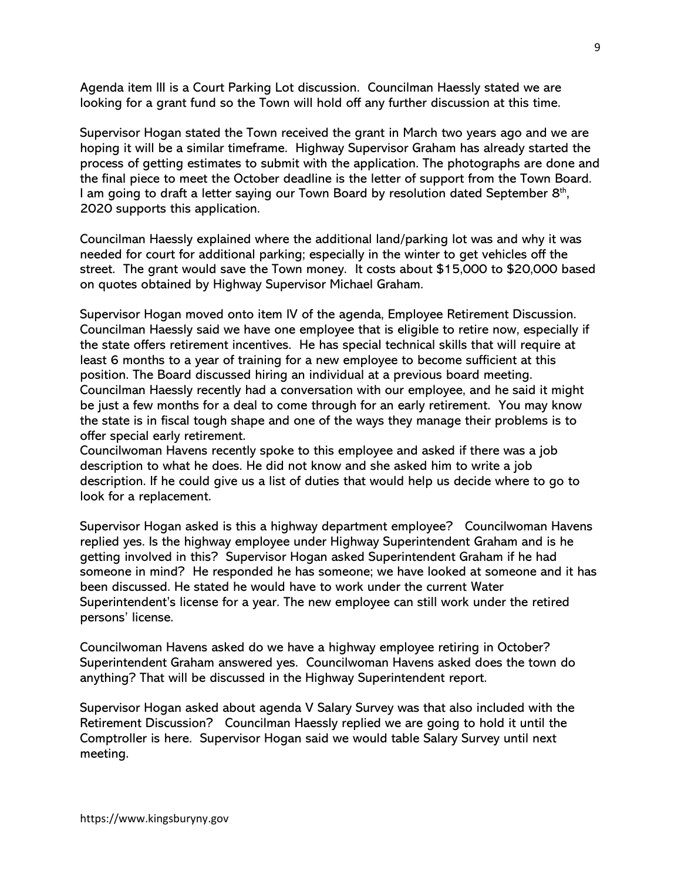Agenda item III is a Court Parking Lot discussion. Councilman Haessly stated we are looking for a grant fund so the Town will hold off any further discussion at this time.

Supervisor Hogan stated the Town received the grant in March two years ago and we are hoping it will be a similar timeframe. Highway Supervisor Graham has already started the process of getting estimates to submit with the application. The photographs are done and the final piece to meet the October deadline is the letter of support from the Town Board. I am going to draft a letter saying our Town Board by resolution dated September 8th, 2020 supports this application.

Councilman Haessly explained where the additional land/parking lot was and why it was needed for court for additional parking; especially in the winter to get vehicles off the street. The grant would save the Town money. It costs about $15,000 to $20,000 based on quotes obtained by Highway Supervisor Michael Graham.

Supervisor Hogan moved onto item IV of the agenda, Employee Retirement Discussion. Councilman Haessly said we have one employee that is eligible to retire now, especially if the state offers retirement incentives. He has special technical skills that will require at least 6 months to a year of training for a new employee to become sufficient at this position. The Board discussed hiring an individual at a previous board meeting. Councilman Haessly recently had a conversation with our employee, and he said it might be just a few months for a deal to come through for an early retirement. You may know the state is in fiscal tough shape and one of the ways they manage their problems is to offer special early retirement.
Councilwoman Havens recently spoke to this employee and asked if there was a job description to what he does. He did not know and she asked him to write a job description. If he could give us a list of duties that would help us decide where to go to look for a replacement.

Supervisor Hogan asked is this a highway department employee? Councilwoman Havens replied yes. Is the highway employee under Highway Superintendent Graham and is he getting involved in this? Supervisor Hogan asked Superintendent Graham if he had someone in mind? He responded he has someone; we have looked at someone and it has been discussed. He stated he would have to work under the current Water Superintendent's license for a year. The new employee can still work under the retired persons' license.

Councilwoman Havens asked do we have a highway employee retiring in October? Superintendent Graham answered yes. Councilwoman Havens asked does the town do anything? That will be discussed in the Highway Superintendent report.

Supervisor Hogan asked about agenda V Salary Survey was that also included with the Retirement Discussion? Councilman Haessly replied we are going to hold it until the Comptroller is here. Supervisor Hogan said we would table Salary Survey until next meeting.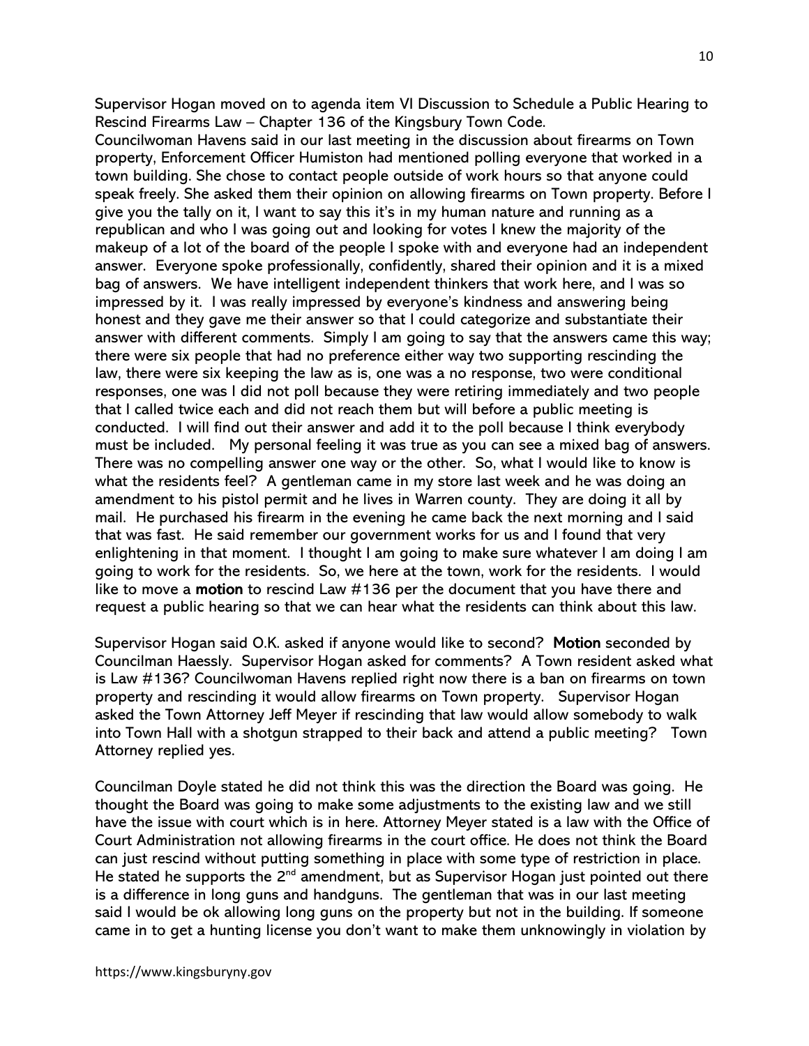Supervisor Hogan moved on to agenda item VI Discussion to Schedule a Public Hearing to Rescind Firearms Law – Chapter 136 of the Kingsbury Town Code.
Councilwoman Havens said in our last meeting in the discussion about firearms on Town property, Enforcement Officer Humiston had mentioned polling everyone that worked in a town building. She chose to contact people outside of work hours so that anyone could speak freely. She asked them their opinion on allowing firearms on Town property. Before I give you the tally on it, I want to say this it's in my human nature and running as a republican and who I was going out and looking for votes I knew the majority of the makeup of a lot of the board of the people I spoke with and everyone had an independent answer. Everyone spoke professionally, confidently, shared their opinion and it is a mixed bag of answers. We have intelligent independent thinkers that work here, and I was so impressed by it. I was really impressed by everyone's kindness and answering being honest and they gave me their answer so that I could categorize and substantiate their answer with different comments. Simply I am going to say that the answers came this way; there were six people that had no preference either way two supporting rescinding the law, there were six keeping the law as is, one was a no response, two were conditional responses, one was I did not poll because they were retiring immediately and two people that I called twice each and did not reach them but will before a public meeting is conducted. I will find out their answer and add it to the poll because I think everybody must be included. My personal feeling it was true as you can see a mixed bag of answers. There was no compelling answer one way or the other. So, what I would like to know is what the residents feel? A gentleman came in my store last week and he was doing an amendment to his pistol permit and he lives in Warren county. They are doing it all by mail. He purchased his firearm in the evening he came back the next morning and I said that was fast. He said remember our government works for us and I found that very enlightening in that moment. I thought I am going to make sure whatever I am doing I am going to work for the residents. So, we here at the town, work for the residents. I would like to move a **motion** to rescind Law #136 per the document that you have there and request a public hearing so that we can hear what the residents can think about this law.

Supervisor Hogan said O.K. asked if anyone would like to second? **Motion** seconded by Councilman Haessly. Supervisor Hogan asked for comments? A Town resident asked what is Law #136? Councilwoman Havens replied right now there is a ban on firearms on town property and rescinding it would allow firearms on Town property. Supervisor Hogan asked the Town Attorney Jeff Meyer if rescinding that law would allow somebody to walk into Town Hall with a shotgun strapped to their back and attend a public meeting? Town Attorney replied yes.

Councilman Doyle stated he did not think this was the direction the Board was going. He thought the Board was going to make some adjustments to the existing law and we still have the issue with court which is in here. Attorney Meyer stated is a law with the Office of Court Administration not allowing firearms in the court office. He does not think the Board can just rescind without putting something in place with some type of restriction in place. He stated he supports the 2nd amendment, but as Supervisor Hogan just pointed out there is a difference in long guns and handguns. The gentleman that was in our last meeting said I would be ok allowing long guns on the property but not in the building. If someone came in to get a hunting license you don't want to make them unknowingly in violation by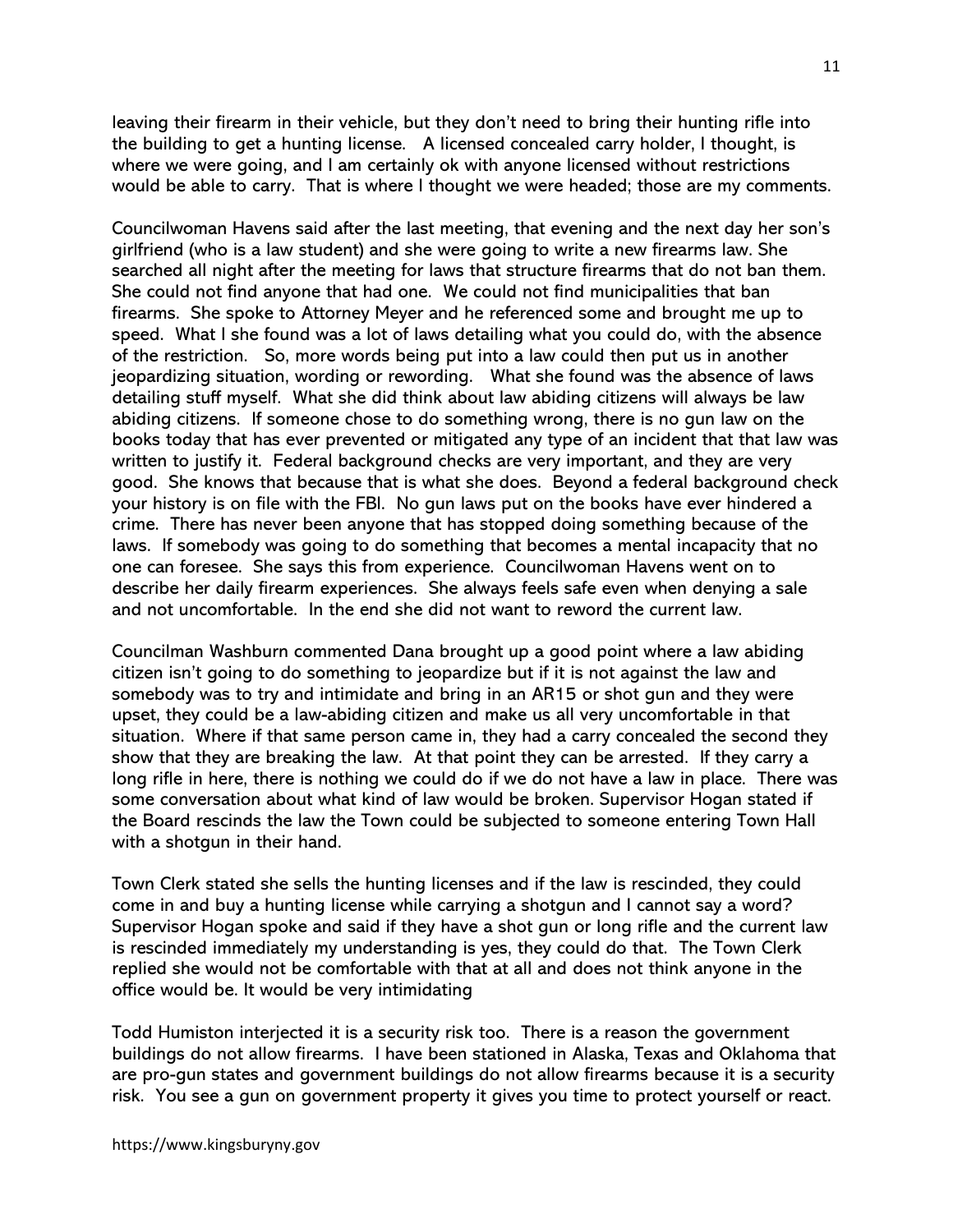leaving their firearm in their vehicle, but they don't need to bring their hunting rifle into the building to get a hunting license. A licensed concealed carry holder, I thought, is where we were going, and I am certainly ok with anyone licensed without restrictions would be able to carry. That is where I thought we were headed; those are my comments.

Councilwoman Havens said after the last meeting, that evening and the next day her son's girlfriend (who is a law student) and she were going to write a new firearms law. She searched all night after the meeting for laws that structure firearms that do not ban them. She could not find anyone that had one. We could not find municipalities that ban firearms. She spoke to Attorney Meyer and he referenced some and brought me up to speed. What I she found was a lot of laws detailing what you could do, with the absence of the restriction. So, more words being put into a law could then put us in another jeopardizing situation, wording or rewording. What she found was the absence of laws detailing stuff myself. What she did think about law abiding citizens will always be law abiding citizens. If someone chose to do something wrong, there is no gun law on the books today that has ever prevented or mitigated any type of an incident that that law was written to justify it. Federal background checks are very important, and they are very good. She knows that because that is what she does. Beyond a federal background check your history is on file with the FBI. No gun laws put on the books have ever hindered a crime. There has never been anyone that has stopped doing something because of the laws. If somebody was going to do something that becomes a mental incapacity that no one can foresee. She says this from experience. Councilwoman Havens went on to describe her daily firearm experiences. She always feels safe even when denying a sale and not uncomfortable. In the end she did not want to reword the current law.

Councilman Washburn commented Dana brought up a good point where a law abiding citizen isn't going to do something to jeopardize but if it is not against the law and somebody was to try and intimidate and bring in an AR15 or shot gun and they were upset, they could be a law-abiding citizen and make us all very uncomfortable in that situation. Where if that same person came in, they had a carry concealed the second they show that they are breaking the law. At that point they can be arrested. If they carry a long rifle in here, there is nothing we could do if we do not have a law in place. There was some conversation about what kind of law would be broken. Supervisor Hogan stated if the Board rescinds the law the Town could be subjected to someone entering Town Hall with a shotgun in their hand.

Town Clerk stated she sells the hunting licenses and if the law is rescinded, they could come in and buy a hunting license while carrying a shotgun and I cannot say a word? Supervisor Hogan spoke and said if they have a shot gun or long rifle and the current law is rescinded immediately my understanding is yes, they could do that. The Town Clerk replied she would not be comfortable with that at all and does not think anyone in the office would be. It would be very intimidating

Todd Humiston interjected it is a security risk too. There is a reason the government buildings do not allow firearms. I have been stationed in Alaska, Texas and Oklahoma that are pro-gun states and government buildings do not allow firearms because it is a security risk. You see a gun on government property it gives you time to protect yourself or react.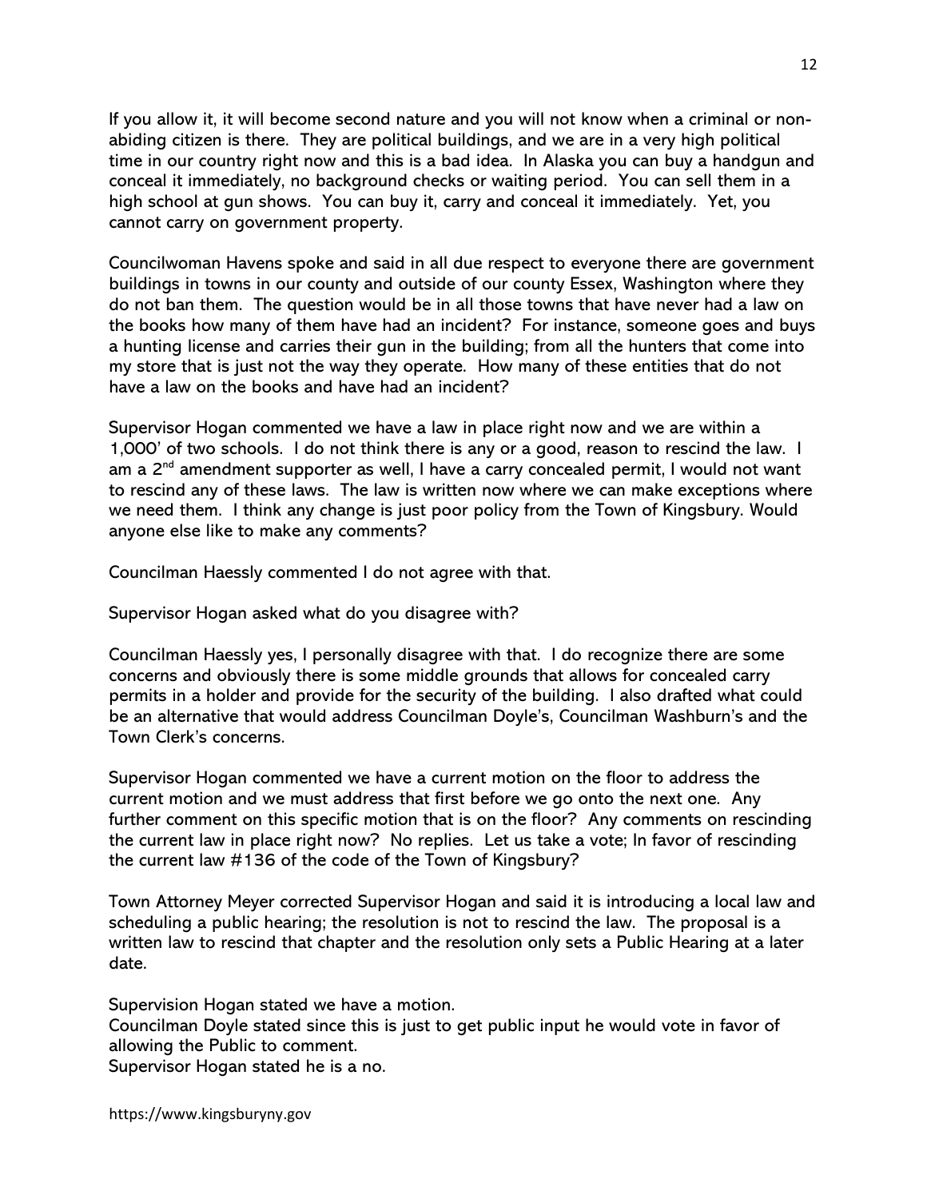If you allow it, it will become second nature and you will not know when a criminal or non-abiding citizen is there. They are political buildings, and we are in a very high political time in our country right now and this is a bad idea. In Alaska you can buy a handgun and conceal it immediately, no background checks or waiting period. You can sell them in a high school at gun shows. You can buy it, carry and conceal it immediately. Yet, you cannot carry on government property.

Councilwoman Havens spoke and said in all due respect to everyone there are government buildings in towns in our county and outside of our county Essex, Washington where they do not ban them. The question would be in all those towns that have never had a law on the books how many of them have had an incident? For instance, someone goes and buys a hunting license and carries their gun in the building; from all the hunters that come into my store that is just not the way they operate. How many of these entities that do not have a law on the books and have had an incident?

Supervisor Hogan commented we have a law in place right now and we are within a 1,000' of two schools. I do not think there is any or a good, reason to rescind the law. I am a 2nd amendment supporter as well, I have a carry concealed permit, I would not want to rescind any of these laws. The law is written now where we can make exceptions where we need them. I think any change is just poor policy from the Town of Kingsbury. Would anyone else like to make any comments?

Councilman Haessly commented I do not agree with that.

Supervisor Hogan asked what do you disagree with?

Councilman Haessly yes, I personally disagree with that. I do recognize there are some concerns and obviously there is some middle grounds that allows for concealed carry permits in a holder and provide for the security of the building. I also drafted what could be an alternative that would address Councilman Doyle's, Councilman Washburn's and the Town Clerk's concerns.

Supervisor Hogan commented we have a current motion on the floor to address the current motion and we must address that first before we go onto the next one. Any further comment on this specific motion that is on the floor? Any comments on rescinding the current law in place right now? No replies. Let us take a vote; In favor of rescinding the current law #136 of the code of the Town of Kingsbury?

Town Attorney Meyer corrected Supervisor Hogan and said it is introducing a local law and scheduling a public hearing; the resolution is not to rescind the law. The proposal is a written law to rescind that chapter and the resolution only sets a Public Hearing at a later date.

Supervision Hogan stated we have a motion.
Councilman Doyle stated since this is just to get public input he would vote in favor of allowing the Public to comment.
Supervisor Hogan stated he is a no.

https://www.kingsburyny.gov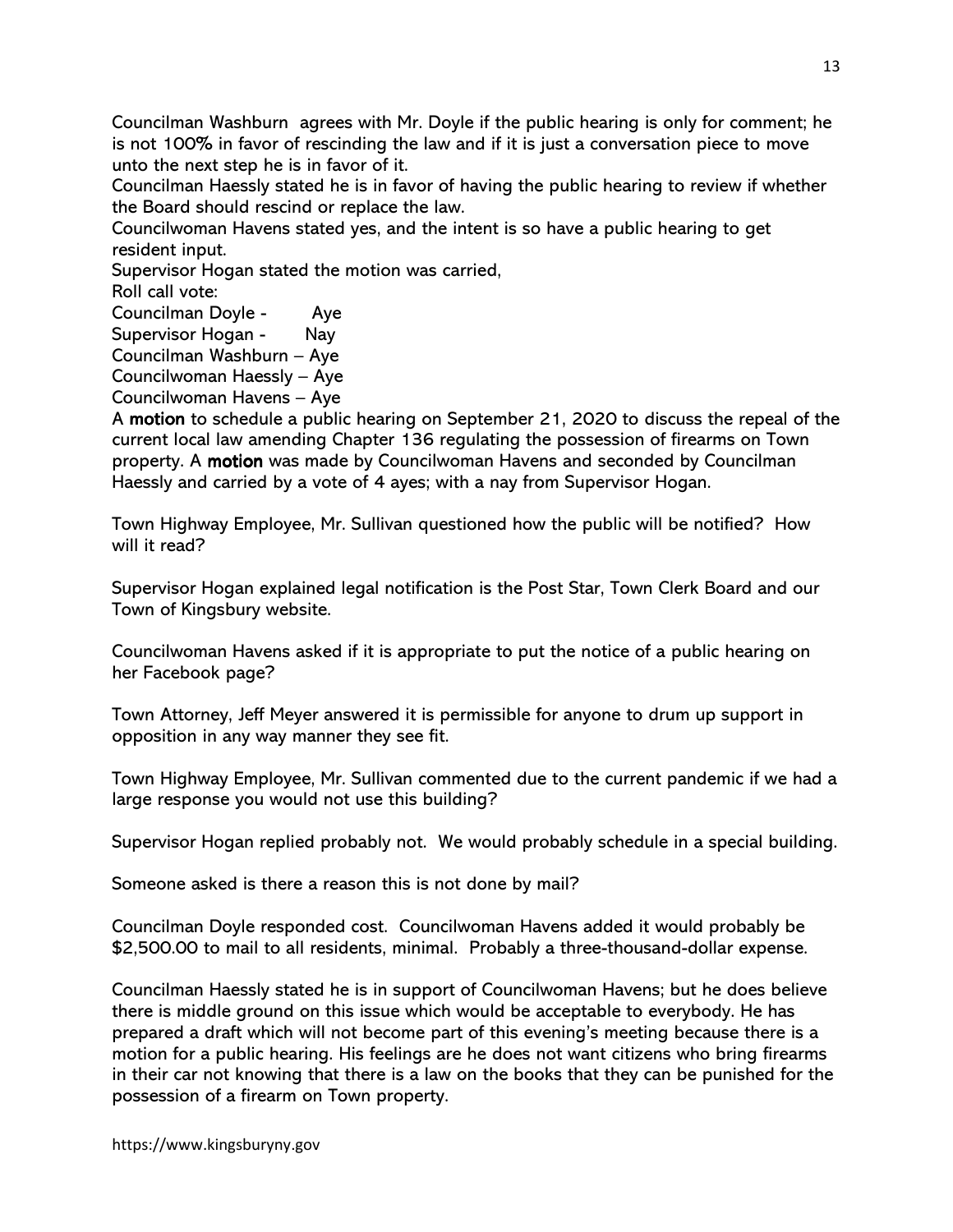Councilman Washburn  agrees with Mr. Doyle if the public hearing is only for comment; he is not 100% in favor of rescinding the law and if it is just a conversation piece to move unto the next step he is in favor of it.
Councilman Haessly stated he is in favor of having the public hearing to review if whether the Board should rescind or replace the law.
Councilwoman Havens stated yes, and the intent is so have a public hearing to get resident input.
Supervisor Hogan stated the motion was carried,
Roll call vote:
Councilman Doyle -         Aye
Supervisor Hogan -        Nay
Councilman Washburn – Aye
Councilwoman Haessly – Aye
Councilwoman Havens – Aye
A **motion** to schedule a public hearing on September 21, 2020 to discuss the repeal of the current local law amending Chapter 136 regulating the possession of firearms on Town property. A **motion** was made by Councilwoman Havens and seconded by Councilman Haessly and carried by a vote of 4 ayes; with a nay from Supervisor Hogan.

Town Highway Employee, Mr. Sullivan questioned how the public will be notified?  How will it read?

Supervisor Hogan explained legal notification is the Post Star, Town Clerk Board and our Town of Kingsbury website.

Councilwoman Havens asked if it is appropriate to put the notice of a public hearing on her Facebook page?

Town Attorney, Jeff Meyer answered it is permissible for anyone to drum up support in opposition in any way manner they see fit.

Town Highway Employee, Mr. Sullivan commented due to the current pandemic if we had a large response you would not use this building?

Supervisor Hogan replied probably not.  We would probably schedule in a special building.

Someone asked is there a reason this is not done by mail?

Councilman Doyle responded cost.  Councilwoman Havens added it would probably be $2,500.00 to mail to all residents, minimal.  Probably a three-thousand-dollar expense.

Councilman Haessly stated he is in support of Councilwoman Havens; but he does believe there is middle ground on this issue which would be acceptable to everybody. He has prepared a draft which will not become part of this evening's meeting because there is a motion for a public hearing. His feelings are he does not want citizens who bring firearms in their car not knowing that there is a law on the books that they can be punished for the possession of a firearm on Town property.

https://www.kingsburyny.gov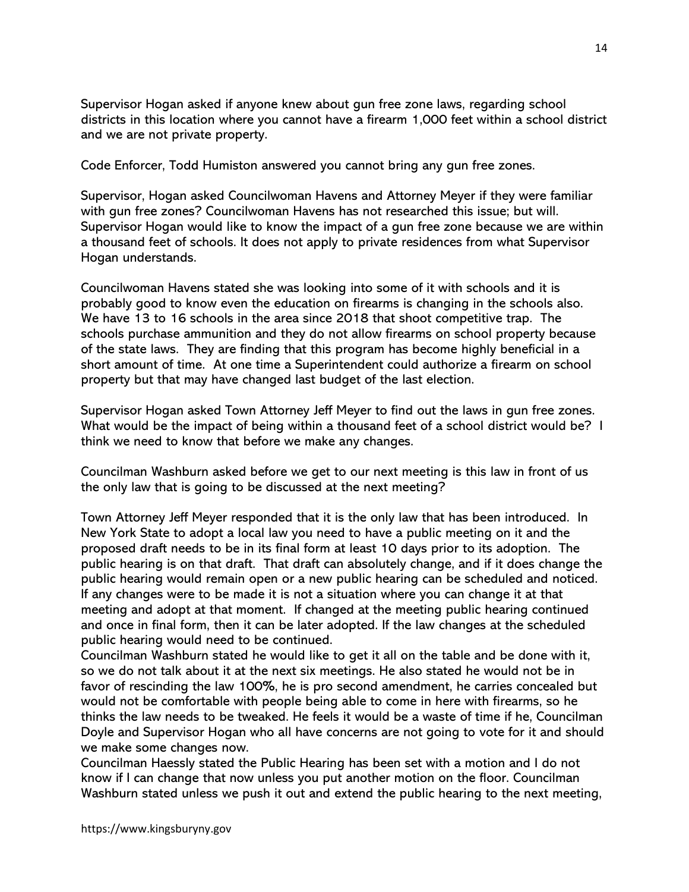Supervisor Hogan asked if anyone knew about gun free zone laws, regarding school districts in this location where you cannot have a firearm 1,000 feet within a school district and we are not private property.

Code Enforcer, Todd Humiston answered you cannot bring any gun free zones.

Supervisor, Hogan asked Councilwoman Havens and Attorney Meyer if they were familiar with gun free zones? Councilwoman Havens has not researched this issue; but will. Supervisor Hogan would like to know the impact of a gun free zone because we are within a thousand feet of schools. It does not apply to private residences from what Supervisor Hogan understands.

Councilwoman Havens stated she was looking into some of it with schools and it is probably good to know even the education on firearms is changing in the schools also. We have 13 to 16 schools in the area since 2018 that shoot competitive trap. The schools purchase ammunition and they do not allow firearms on school property because of the state laws. They are finding that this program has become highly beneficial in a short amount of time. At one time a Superintendent could authorize a firearm on school property but that may have changed last budget of the last election.

Supervisor Hogan asked Town Attorney Jeff Meyer to find out the laws in gun free zones. What would be the impact of being within a thousand feet of a school district would be? I think we need to know that before we make any changes.

Councilman Washburn asked before we get to our next meeting is this law in front of us the only law that is going to be discussed at the next meeting?

Town Attorney Jeff Meyer responded that it is the only law that has been introduced. In New York State to adopt a local law you need to have a public meeting on it and the proposed draft needs to be in its final form at least 10 days prior to its adoption. The public hearing is on that draft. That draft can absolutely change, and if it does change the public hearing would remain open or a new public hearing can be scheduled and noticed. If any changes were to be made it is not a situation where you can change it at that meeting and adopt at that moment. If changed at the meeting public hearing continued and once in final form, then it can be later adopted. If the law changes at the scheduled public hearing would need to be continued.
Councilman Washburn stated he would like to get it all on the table and be done with it, so we do not talk about it at the next six meetings. He also stated he would not be in favor of rescinding the law 100%, he is pro second amendment, he carries concealed but would not be comfortable with people being able to come in here with firearms, so he thinks the law needs to be tweaked. He feels it would be a waste of time if he, Councilman Doyle and Supervisor Hogan who all have concerns are not going to vote for it and should we make some changes now.
Councilman Haessly stated the Public Hearing has been set with a motion and I do not know if I can change that now unless you put another motion on the floor. Councilman Washburn stated unless we push it out and extend the public hearing to the next meeting,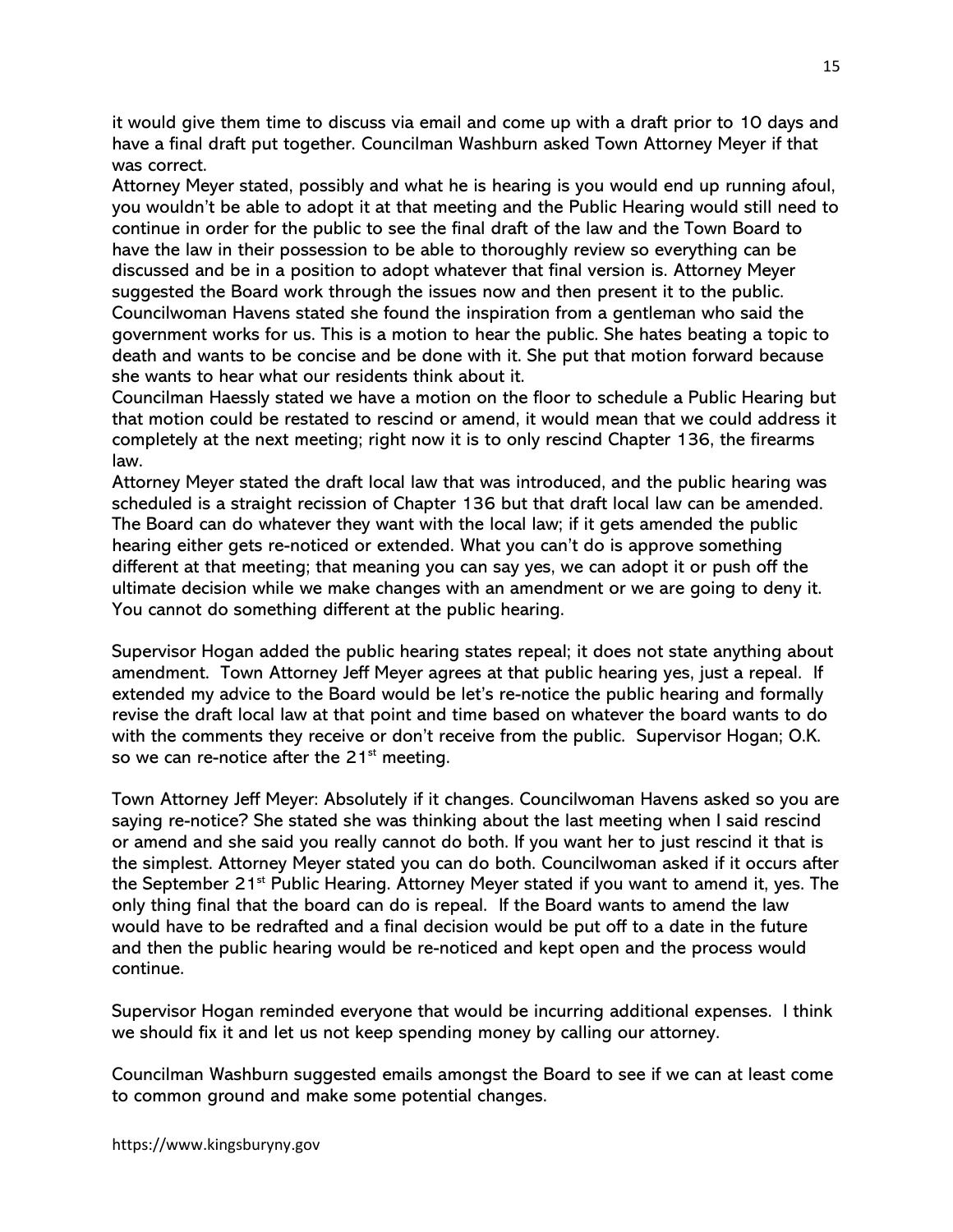it would give them time to discuss via email and come up with a draft prior to 10 days and have a final draft put together. Councilman Washburn asked Town Attorney Meyer if that was correct.
Attorney Meyer stated, possibly and what he is hearing is you would end up running afoul, you wouldn't be able to adopt it at that meeting and the Public Hearing would still need to continue in order for the public to see the final draft of the law and the Town Board to have the law in their possession to be able to thoroughly review so everything can be discussed and be in a position to adopt whatever that final version is. Attorney Meyer suggested the Board work through the issues now and then present it to the public.
Councilwoman Havens stated she found the inspiration from a gentleman who said the government works for us. This is a motion to hear the public. She hates beating a topic to death and wants to be concise and be done with it. She put that motion forward because she wants to hear what our residents think about it.
Councilman Haessly stated we have a motion on the floor to schedule a Public Hearing but that motion could be restated to rescind or amend, it would mean that we could address it completely at the next meeting; right now it is to only rescind Chapter 136, the firearms law.
Attorney Meyer stated the draft local law that was introduced, and the public hearing was scheduled is a straight recission of Chapter 136 but that draft local law can be amended. The Board can do whatever they want with the local law; if it gets amended the public hearing either gets re-noticed or extended. What you can't do is approve something different at that meeting; that meaning you can say yes, we can adopt it or push off the ultimate decision while we make changes with an amendment or we are going to deny it. You cannot do something different at the public hearing.

Supervisor Hogan added the public hearing states repeal; it does not state anything about amendment. Town Attorney Jeff Meyer agrees at that public hearing yes, just a repeal. If extended my advice to the Board would be let's re-notice the public hearing and formally revise the draft local law at that point and time based on whatever the board wants to do with the comments they receive or don't receive from the public. Supervisor Hogan; O.K. so we can re-notice after the 21st meeting.

Town Attorney Jeff Meyer: Absolutely if it changes. Councilwoman Havens asked so you are saying re-notice? She stated she was thinking about the last meeting when I said rescind or amend and she said you really cannot do both. If you want her to just rescind it that is the simplest. Attorney Meyer stated you can do both. Councilwoman asked if it occurs after the September 21st Public Hearing. Attorney Meyer stated if you want to amend it, yes. The only thing final that the board can do is repeal. If the Board wants to amend the law would have to be redrafted and a final decision would be put off to a date in the future and then the public hearing would be re-noticed and kept open and the process would continue.

Supervisor Hogan reminded everyone that would be incurring additional expenses. I think we should fix it and let us not keep spending money by calling our attorney.

Councilman Washburn suggested emails amongst the Board to see if we can at least come to common ground and make some potential changes.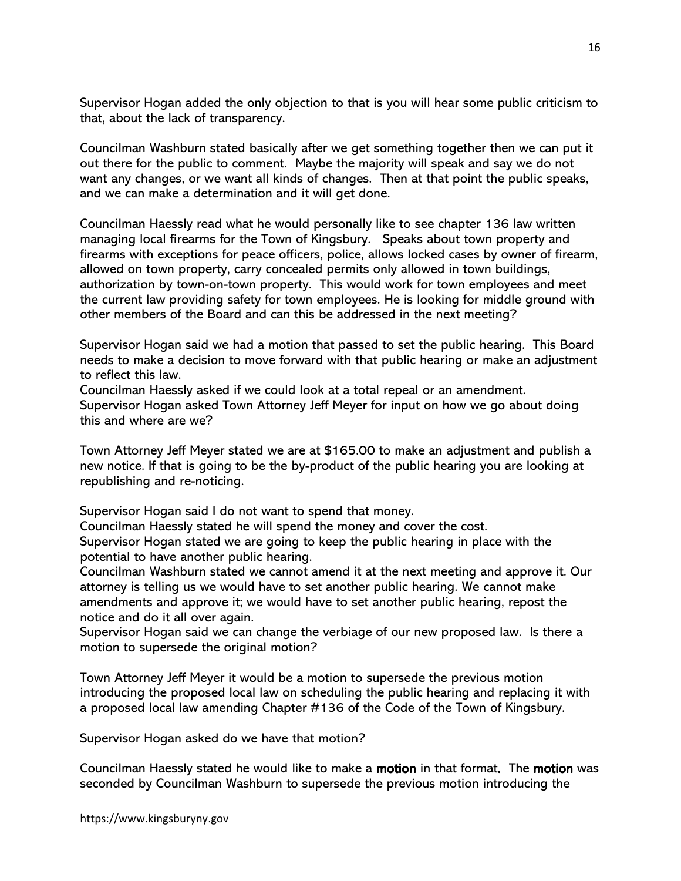Supervisor Hogan added the only objection to that is you will hear some public criticism to that, about the lack of transparency.

Councilman Washburn stated basically after we get something together then we can put it out there for the public to comment. Maybe the majority will speak and say we do not want any changes, or we want all kinds of changes. Then at that point the public speaks, and we can make a determination and it will get done.

Councilman Haessly read what he would personally like to see chapter 136 law written managing local firearms for the Town of Kingsbury. Speaks about town property and firearms with exceptions for peace officers, police, allows locked cases by owner of firearm, allowed on town property, carry concealed permits only allowed in town buildings, authorization by town-on-town property. This would work for town employees and meet the current law providing safety for town employees. He is looking for middle ground with other members of the Board and can this be addressed in the next meeting?

Supervisor Hogan said we had a motion that passed to set the public hearing. This Board needs to make a decision to move forward with that public hearing or make an adjustment to reflect this law.
Councilman Haessly asked if we could look at a total repeal or an amendment.
Supervisor Hogan asked Town Attorney Jeff Meyer for input on how we go about doing this and where are we?

Town Attorney Jeff Meyer stated we are at $165.00 to make an adjustment and publish a new notice. If that is going to be the by-product of the public hearing you are looking at republishing and re-noticing.

Supervisor Hogan said I do not want to spend that money.
Councilman Haessly stated he will spend the money and cover the cost.
Supervisor Hogan stated we are going to keep the public hearing in place with the potential to have another public hearing.
Councilman Washburn stated we cannot amend it at the next meeting and approve it. Our attorney is telling us we would have to set another public hearing. We cannot make amendments and approve it; we would have to set another public hearing, repost the notice and do it all over again.
Supervisor Hogan said we can change the verbiage of our new proposed law. Is there a motion to supersede the original motion?

Town Attorney Jeff Meyer it would be a motion to supersede the previous motion introducing the proposed local law on scheduling the public hearing and replacing it with a proposed local law amending Chapter #136 of the Code of the Town of Kingsbury.

Supervisor Hogan asked do we have that motion?

Councilman Haessly stated he would like to make a **motion** in that format**.** The **motion** was seconded by Councilman Washburn to supersede the previous motion introducing the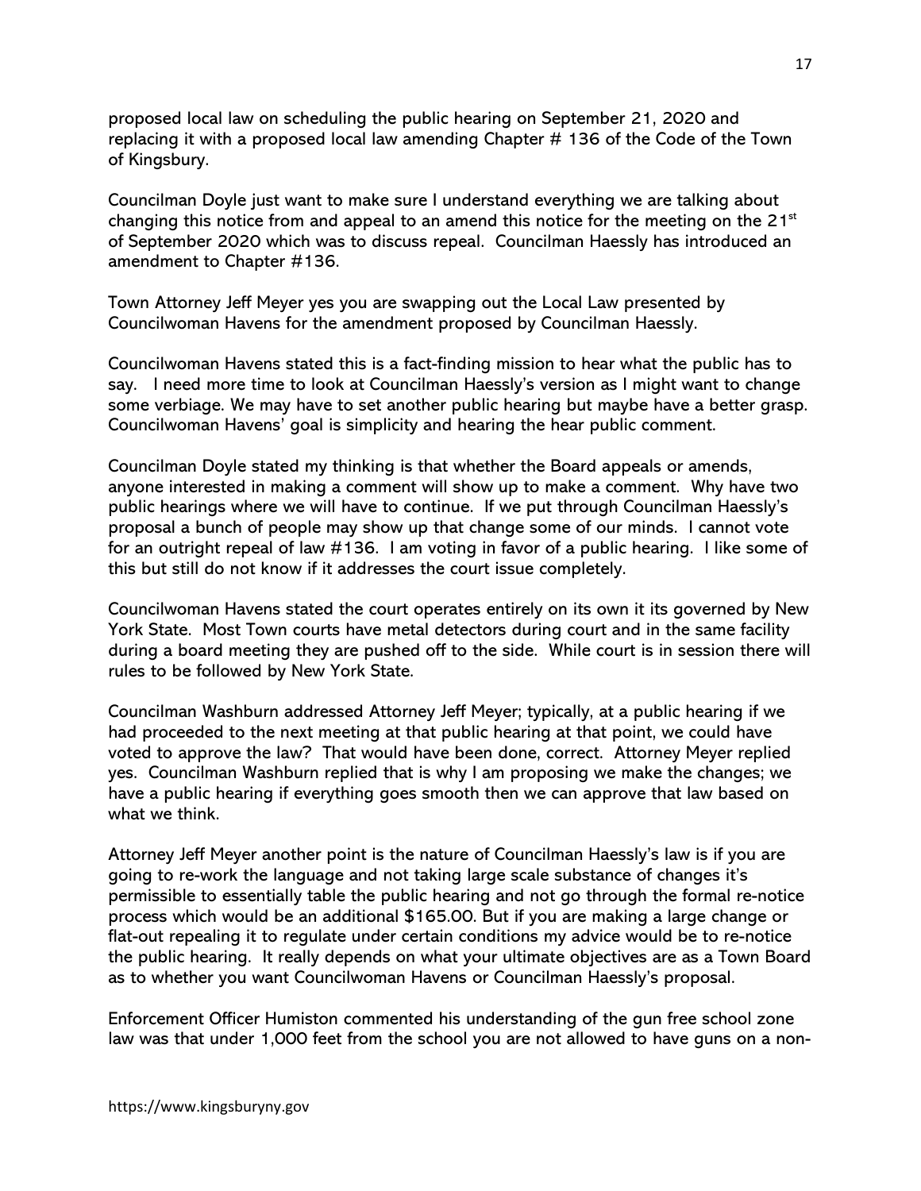proposed local law on scheduling the public hearing on September 21, 2020 and replacing it with a proposed local law amending Chapter # 136 of the Code of the Town of Kingsbury.

Councilman Doyle just want to make sure I understand everything we are talking about changing this notice from and appeal to an amend this notice for the meeting on the 21st of September 2020 which was to discuss repeal. Councilman Haessly has introduced an amendment to Chapter #136.

Town Attorney Jeff Meyer yes you are swapping out the Local Law presented by Councilwoman Havens for the amendment proposed by Councilman Haessly.

Councilwoman Havens stated this is a fact-finding mission to hear what the public has to say. I need more time to look at Councilman Haessly's version as I might want to change some verbiage. We may have to set another public hearing but maybe have a better grasp. Councilwoman Havens' goal is simplicity and hearing the hear public comment.

Councilman Doyle stated my thinking is that whether the Board appeals or amends, anyone interested in making a comment will show up to make a comment. Why have two public hearings where we will have to continue. If we put through Councilman Haessly's proposal a bunch of people may show up that change some of our minds. I cannot vote for an outright repeal of law #136. I am voting in favor of a public hearing. I like some of this but still do not know if it addresses the court issue completely.

Councilwoman Havens stated the court operates entirely on its own it its governed by New York State. Most Town courts have metal detectors during court and in the same facility during a board meeting they are pushed off to the side. While court is in session there will rules to be followed by New York State.

Councilman Washburn addressed Attorney Jeff Meyer; typically, at a public hearing if we had proceeded to the next meeting at that public hearing at that point, we could have voted to approve the law? That would have been done, correct. Attorney Meyer replied yes. Councilman Washburn replied that is why I am proposing we make the changes; we have a public hearing if everything goes smooth then we can approve that law based on what we think.

Attorney Jeff Meyer another point is the nature of Councilman Haessly's law is if you are going to re-work the language and not taking large scale substance of changes it's permissible to essentially table the public hearing and not go through the formal re-notice process which would be an additional $165.00. But if you are making a large change or flat-out repealing it to regulate under certain conditions my advice would be to re-notice the public hearing. It really depends on what your ultimate objectives are as a Town Board as to whether you want Councilwoman Havens or Councilman Haessly's proposal.

Enforcement Officer Humiston commented his understanding of the gun free school zone law was that under 1,000 feet from the school you are not allowed to have guns on a non-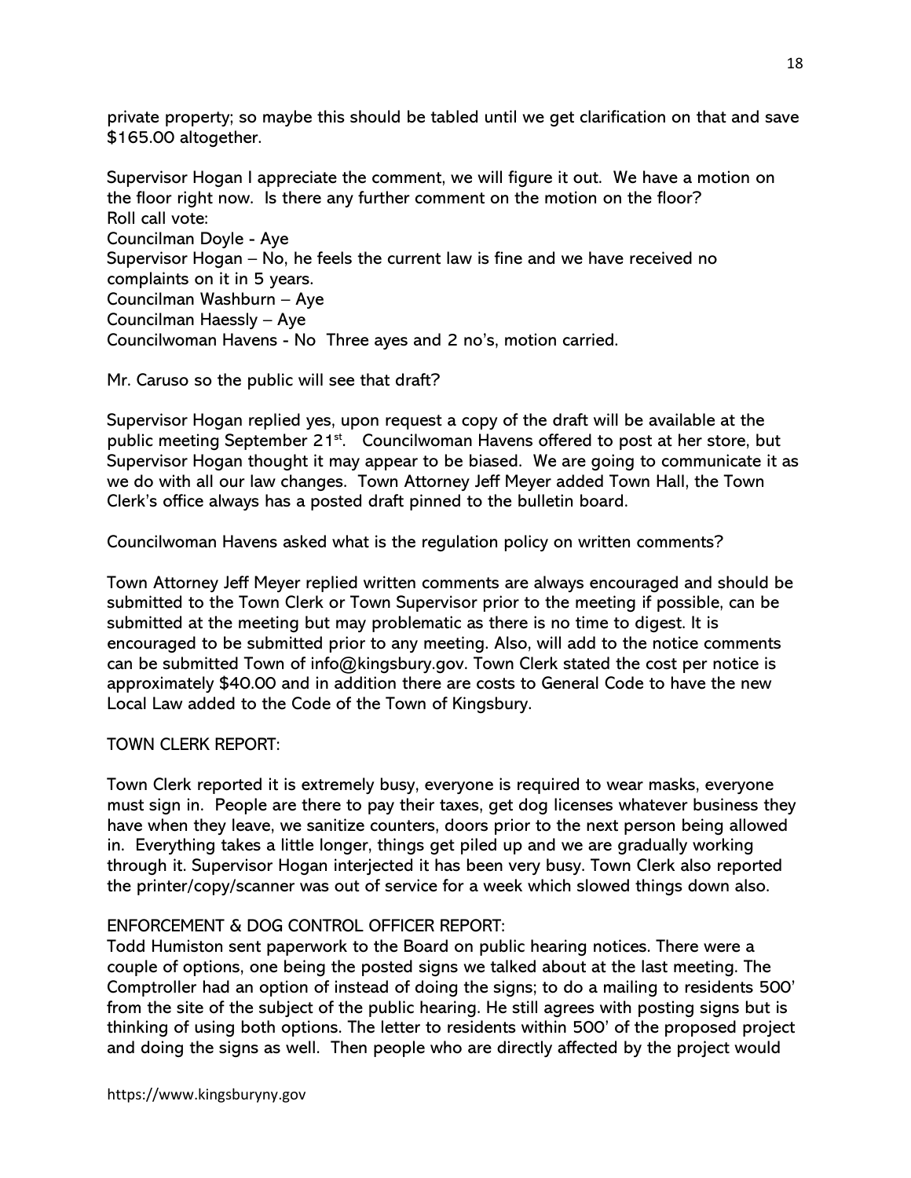private property; so maybe this should be tabled until we get clarification on that and save $165.00 altogether.

Supervisor Hogan I appreciate the comment, we will figure it out. We have a motion on the floor right now. Is there any further comment on the motion on the floor?
Roll call vote:
Councilman Doyle - Aye
Supervisor Hogan – No, he feels the current law is fine and we have received no complaints on it in 5 years.
Councilman Washburn – Aye
Councilman Haessly – Aye
Councilwoman Havens - No Three ayes and 2 no's, motion carried.

Mr. Caruso so the public will see that draft?

Supervisor Hogan replied yes, upon request a copy of the draft will be available at the public meeting September 21st. Councilwoman Havens offered to post at her store, but Supervisor Hogan thought it may appear to be biased. We are going to communicate it as we do with all our law changes. Town Attorney Jeff Meyer added Town Hall, the Town Clerk's office always has a posted draft pinned to the bulletin board.

Councilwoman Havens asked what is the regulation policy on written comments?

Town Attorney Jeff Meyer replied written comments are always encouraged and should be submitted to the Town Clerk or Town Supervisor prior to the meeting if possible, can be submitted at the meeting but may problematic as there is no time to digest. It is encouraged to be submitted prior to any meeting. Also, will add to the notice comments can be submitted Town of info@kingsbury.gov. Town Clerk stated the cost per notice is approximately $40.00 and in addition there are costs to General Code to have the new Local Law added to the Code of the Town of Kingsbury.

TOWN CLERK REPORT:

Town Clerk reported it is extremely busy, everyone is required to wear masks, everyone must sign in. People are there to pay their taxes, get dog licenses whatever business they have when they leave, we sanitize counters, doors prior to the next person being allowed in. Everything takes a little longer, things get piled up and we are gradually working through it. Supervisor Hogan interjected it has been very busy. Town Clerk also reported the printer/copy/scanner was out of service for a week which slowed things down also.

ENFORCEMENT & DOG CONTROL OFFICER REPORT:

Todd Humiston sent paperwork to the Board on public hearing notices. There were a couple of options, one being the posted signs we talked about at the last meeting. The Comptroller had an option of instead of doing the signs; to do a mailing to residents 500' from the site of the subject of the public hearing. He still agrees with posting signs but is thinking of using both options. The letter to residents within 500' of the proposed project and doing the signs as well. Then people who are directly affected by the project would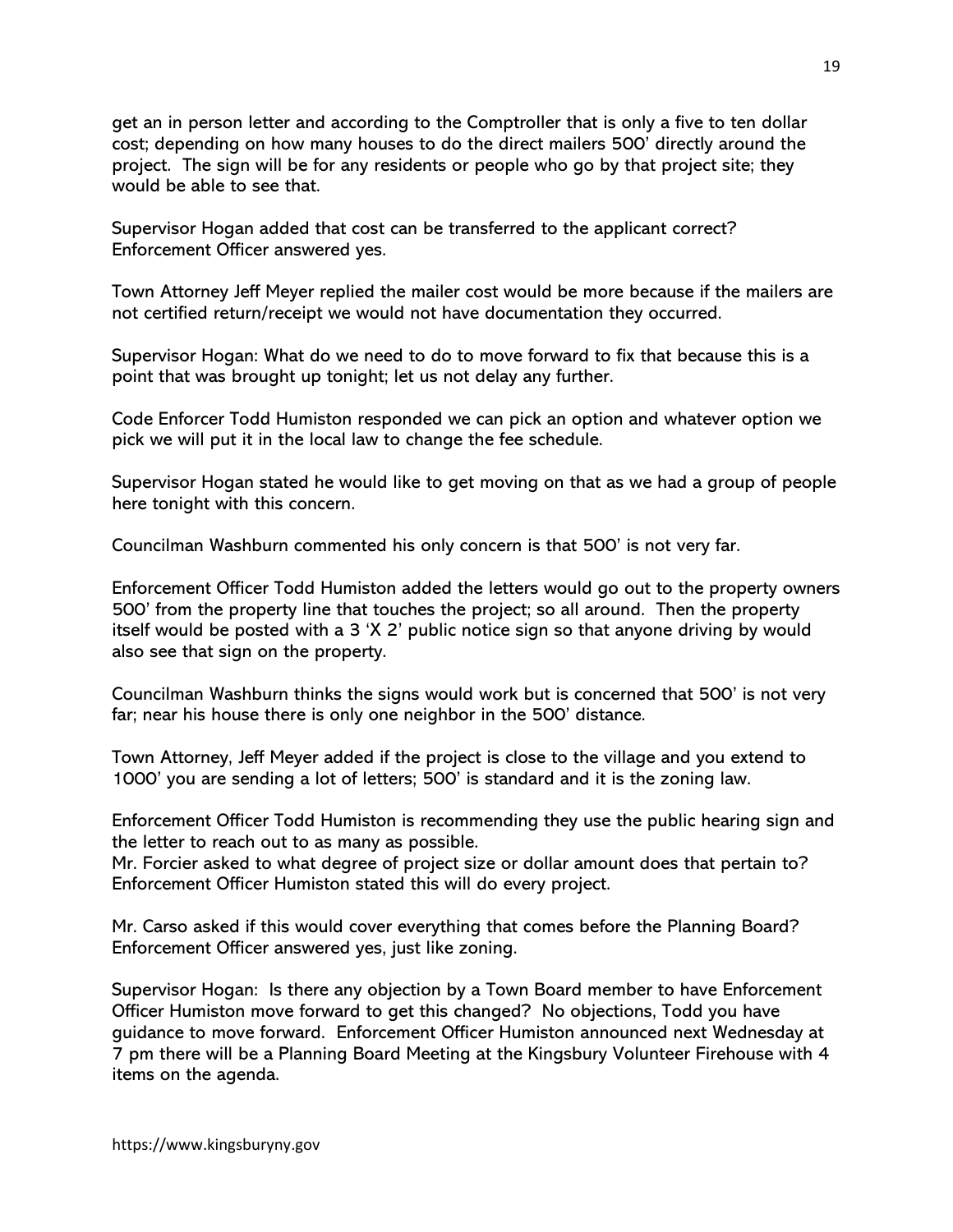get an in person letter and according to the Comptroller that is only a five to ten dollar cost; depending on how many houses to do the direct mailers 500' directly around the project. The sign will be for any residents or people who go by that project site; they would be able to see that.

Supervisor Hogan added that cost can be transferred to the applicant correct? Enforcement Officer answered yes.

Town Attorney Jeff Meyer replied the mailer cost would be more because if the mailers are not certified return/receipt we would not have documentation they occurred.

Supervisor Hogan: What do we need to do to move forward to fix that because this is a point that was brought up tonight; let us not delay any further.

Code Enforcer Todd Humiston responded we can pick an option and whatever option we pick we will put it in the local law to change the fee schedule.

Supervisor Hogan stated he would like to get moving on that as we had a group of people here tonight with this concern.

Councilman Washburn commented his only concern is that 500' is not very far.

Enforcement Officer Todd Humiston added the letters would go out to the property owners 500' from the property line that touches the project; so all around. Then the property itself would be posted with a 3 'X 2' public notice sign so that anyone driving by would also see that sign on the property.

Councilman Washburn thinks the signs would work but is concerned that 500' is not very far; near his house there is only one neighbor in the 500' distance.

Town Attorney, Jeff Meyer added if the project is close to the village and you extend to 1000' you are sending a lot of letters; 500' is standard and it is the zoning law.

Enforcement Officer Todd Humiston is recommending they use the public hearing sign and the letter to reach out to as many as possible.
Mr. Forcier asked to what degree of project size or dollar amount does that pertain to? Enforcement Officer Humiston stated this will do every project.

Mr. Carso asked if this would cover everything that comes before the Planning Board? Enforcement Officer answered yes, just like zoning.

Supervisor Hogan: Is there any objection by a Town Board member to have Enforcement Officer Humiston move forward to get this changed? No objections, Todd you have guidance to move forward. Enforcement Officer Humiston announced next Wednesday at 7 pm there will be a Planning Board Meeting at the Kingsbury Volunteer Firehouse with 4 items on the agenda.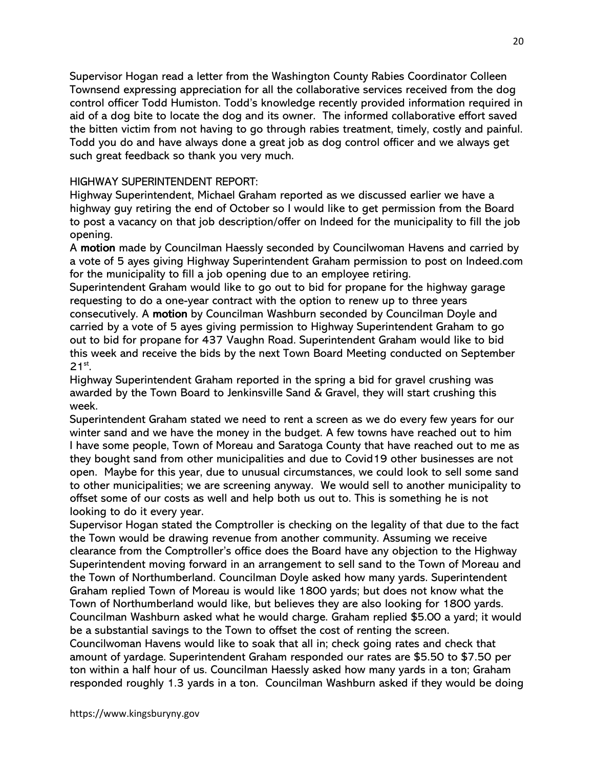Supervisor Hogan read a letter from the Washington County Rabies Coordinator Colleen Townsend expressing appreciation for all the collaborative services received from the dog control officer Todd Humiston. Todd's knowledge recently provided information required in aid of a dog bite to locate the dog and its owner. The informed collaborative effort saved the bitten victim from not having to go through rabies treatment, timely, costly and painful. Todd you do and have always done a great job as dog control officer and we always get such great feedback so thank you very much.

HIGHWAY SUPERINTENDENT REPORT:

Highway Superintendent, Michael Graham reported as we discussed earlier we have a highway guy retiring the end of October so I would like to get permission from the Board to post a vacancy on that job description/offer on Indeed for the municipality to fill the job opening.

A **motion** made by Councilman Haessly seconded by Councilwoman Havens and carried by a vote of 5 ayes giving Highway Superintendent Graham permission to post on Indeed.com for the municipality to fill a job opening due to an employee retiring.

Superintendent Graham would like to go out to bid for propane for the highway garage requesting to do a one-year contract with the option to renew up to three years consecutively. A **motion** by Councilman Washburn seconded by Councilman Doyle and carried by a vote of 5 ayes giving permission to Highway Superintendent Graham to go out to bid for propane for 437 Vaughn Road. Superintendent Graham would like to bid this week and receive the bids by the next Town Board Meeting conducted on September 21st.

Highway Superintendent Graham reported in the spring a bid for gravel crushing was awarded by the Town Board to Jenkinsville Sand & Gravel, they will start crushing this week.

Superintendent Graham stated we need to rent a screen as we do every few years for our winter sand and we have the money in the budget. A few towns have reached out to him I have some people, Town of Moreau and Saratoga County that have reached out to me as they bought sand from other municipalities and due to Covid19 other businesses are not open. Maybe for this year, due to unusual circumstances, we could look to sell some sand to other municipalities; we are screening anyway. We would sell to another municipality to offset some of our costs as well and help both us out to. This is something he is not looking to do it every year.

Supervisor Hogan stated the Comptroller is checking on the legality of that due to the fact the Town would be drawing revenue from another community. Assuming we receive clearance from the Comptroller's office does the Board have any objection to the Highway Superintendent moving forward in an arrangement to sell sand to the Town of Moreau and the Town of Northumberland. Councilman Doyle asked how many yards. Superintendent Graham replied Town of Moreau is would like 1800 yards; but does not know what the Town of Northumberland would like, but believes they are also looking for 1800 yards. Councilman Washburn asked what he would charge. Graham replied $5.00 a yard; it would be a substantial savings to the Town to offset the cost of renting the screen.

Councilwoman Havens would like to soak that all in; check going rates and check that amount of yardage. Superintendent Graham responded our rates are $5.50 to $7.50 per ton within a half hour of us. Councilman Haessly asked how many yards in a ton; Graham responded roughly 1.3 yards in a ton. Councilman Washburn asked if they would be doing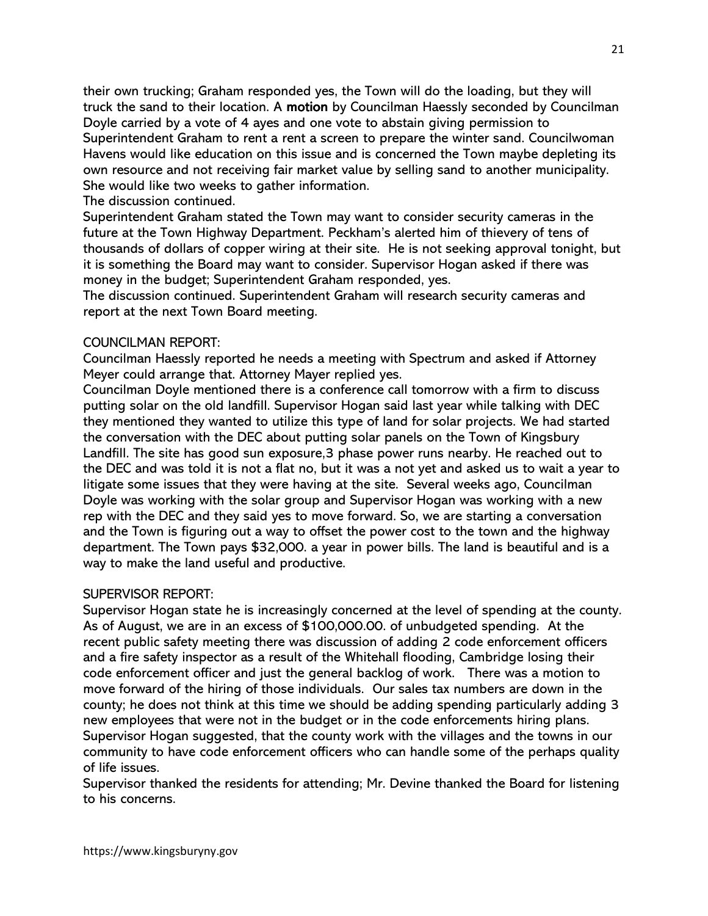their own trucking; Graham responded yes, the Town will do the loading, but they will truck the sand to their location. A **motion** by Councilman Haessly seconded by Councilman Doyle carried by a vote of 4 ayes and one vote to abstain giving permission to Superintendent Graham to rent a rent a screen to prepare the winter sand. Councilwoman Havens would like education on this issue and is concerned the Town maybe depleting its own resource and not receiving fair market value by selling sand to another municipality. She would like two weeks to gather information.

The discussion continued.

Superintendent Graham stated the Town may want to consider security cameras in the future at the Town Highway Department. Peckham's alerted him of thievery of tens of thousands of dollars of copper wiring at their site. He is not seeking approval tonight, but it is something the Board may want to consider. Supervisor Hogan asked if there was money in the budget; Superintendent Graham responded, yes.

The discussion continued. Superintendent Graham will research security cameras and report at the next Town Board meeting.

COUNCILMAN REPORT:

Councilman Haessly reported he needs a meeting with Spectrum and asked if Attorney Meyer could arrange that. Attorney Mayer replied yes.

Councilman Doyle mentioned there is a conference call tomorrow with a firm to discuss putting solar on the old landfill. Supervisor Hogan said last year while talking with DEC they mentioned they wanted to utilize this type of land for solar projects. We had started the conversation with the DEC about putting solar panels on the Town of Kingsbury Landfill. The site has good sun exposure,3 phase power runs nearby. He reached out to the DEC and was told it is not a flat no, but it was a not yet and asked us to wait a year to litigate some issues that they were having at the site. Several weeks ago, Councilman Doyle was working with the solar group and Supervisor Hogan was working with a new rep with the DEC and they said yes to move forward. So, we are starting a conversation and the Town is figuring out a way to offset the power cost to the town and the highway department. The Town pays $32,000. a year in power bills. The land is beautiful and is a way to make the land useful and productive.

SUPERVISOR REPORT:

Supervisor Hogan state he is increasingly concerned at the level of spending at the county. As of August, we are in an excess of $100,000.00. of unbudgeted spending. At the recent public safety meeting there was discussion of adding 2 code enforcement officers and a fire safety inspector as a result of the Whitehall flooding, Cambridge losing their code enforcement officer and just the general backlog of work. There was a motion to move forward of the hiring of those individuals. Our sales tax numbers are down in the county; he does not think at this time we should be adding spending particularly adding 3 new employees that were not in the budget or in the code enforcements hiring plans. Supervisor Hogan suggested, that the county work with the villages and the towns in our community to have code enforcement officers who can handle some of the perhaps quality of life issues.

Supervisor thanked the residents for attending; Mr. Devine thanked the Board for listening to his concerns.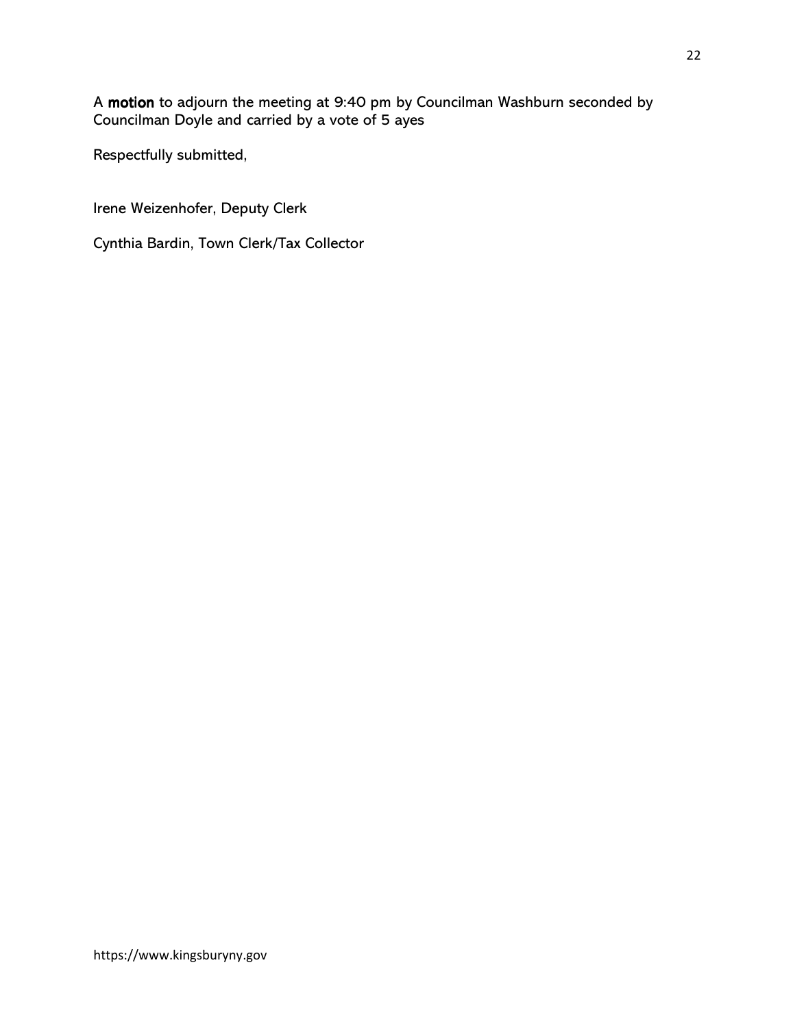A **motion** to adjourn the meeting at 9:40 pm by Councilman Washburn seconded by Councilman Doyle and carried by a vote of 5 ayes

Respectfully submitted,

Irene Weizenhofer, Deputy Clerk

Cynthia Bardin, Town Clerk/Tax Collector